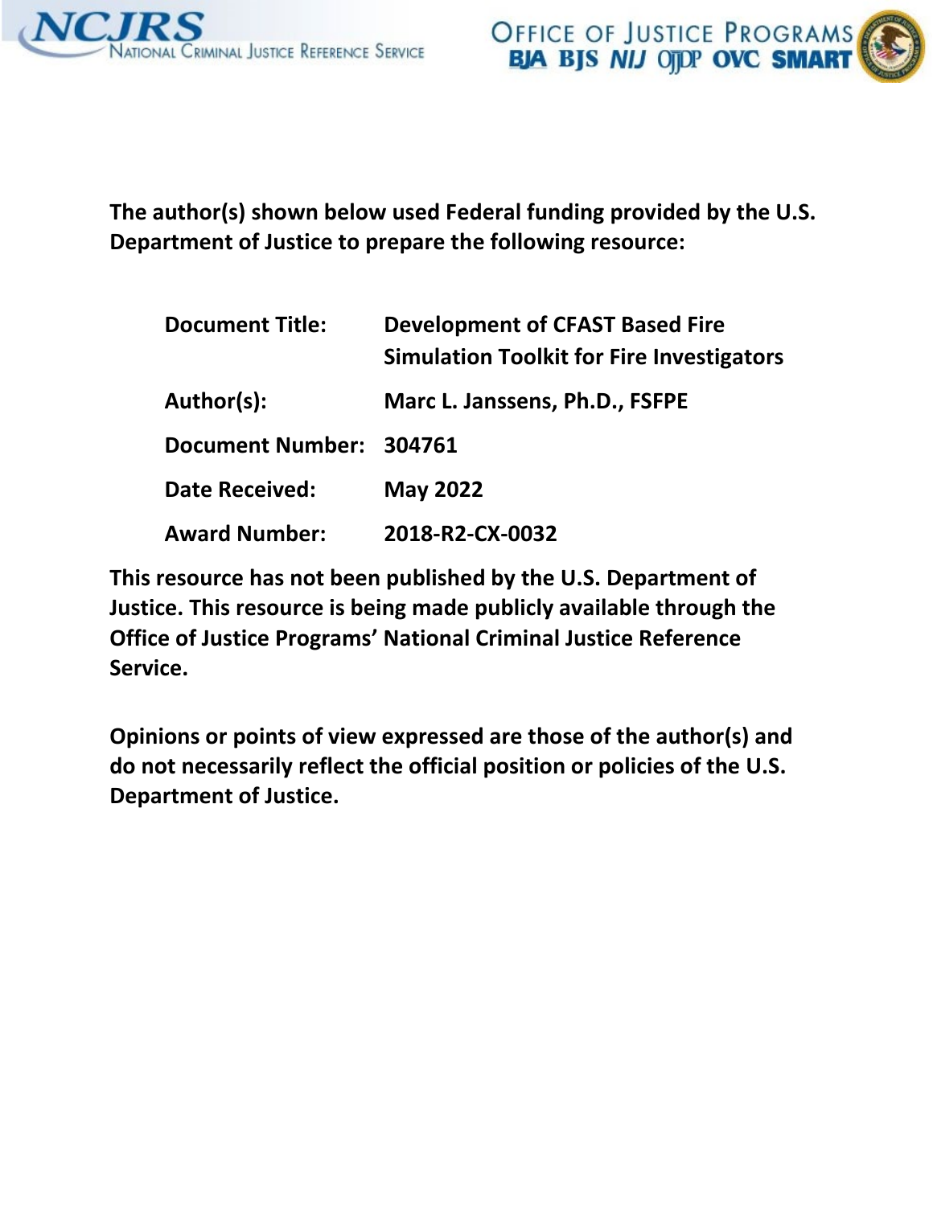**The author(s) shown below used Federal funding provided by the U.S. Department of Justice to prepare the following resource:**

| | |
|---|---|
| **Document Title:** | **Development of CFAST Based Fire Simulation Toolkit for Fire Investigators** |
| **Author(s):** | **Marc L. Janssens, Ph.D., FSFPE** |
| **Document Number:** | **304761** |
| **Date Received:** | **May 2022** |
| **Award Number:** | **2018-R2-CX-0032** |

**This resource has not been published by the U.S. Department of Justice. This resource is being made publicly available through the Office of Justice Programs' National Criminal Justice Reference Service.**

**Opinions or points of view expressed are those of the author(s) and do not necessarily reflect the official position or policies of the U.S. Department of Justice.**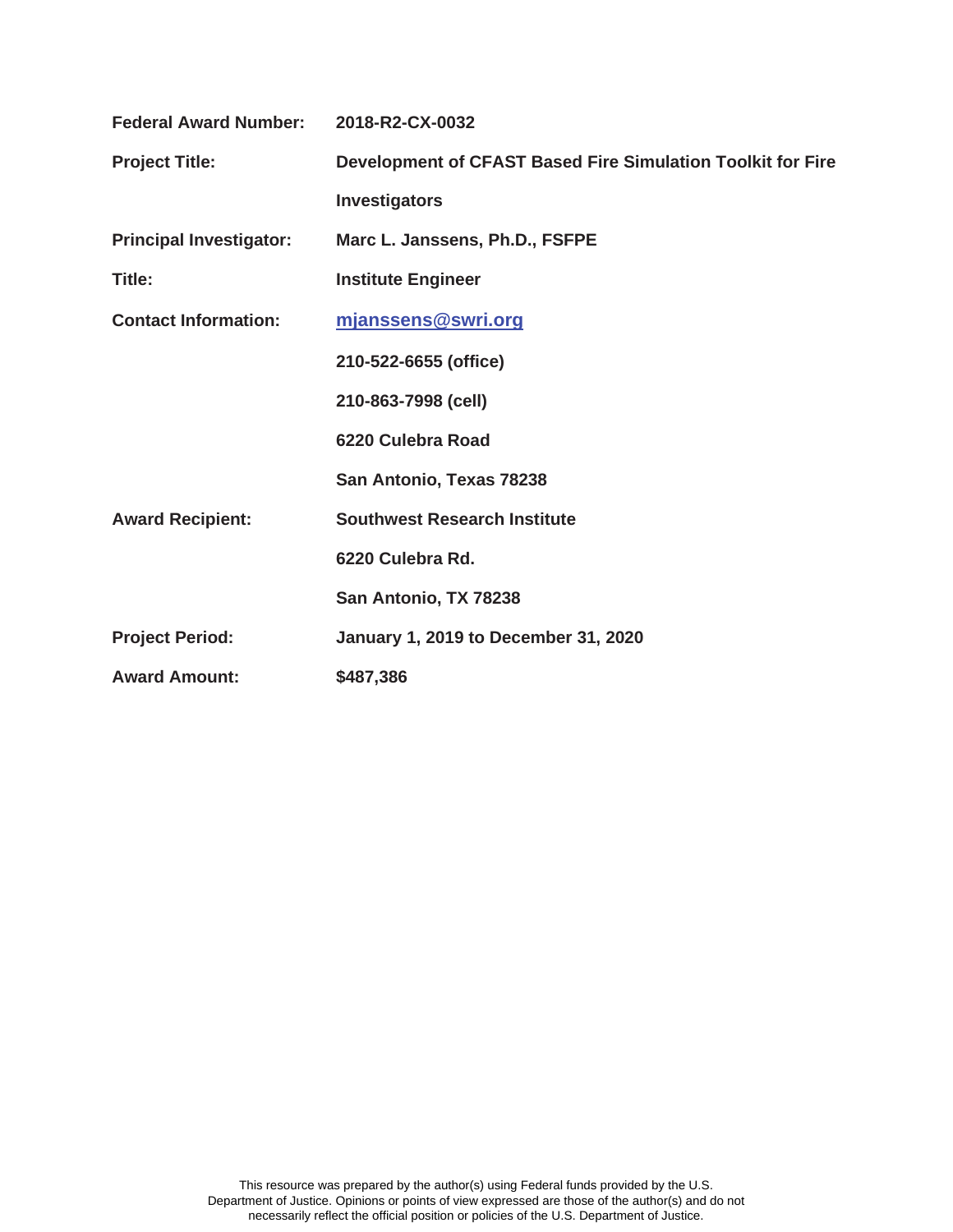**Federal Award Number:** 2018-R2-CX-0032

**Project Title:** Development of CFAST Based Fire Simulation Toolkit for Fire Investigators

**Principal Investigator:** Marc L. Janssens, Ph.D., FSFPE

**Title:** Institute Engineer

**Contact Information:** mjanssens@swri.org

210-522-6655 (office)

210-863-7998 (cell)

6220 Culebra Road

San Antonio, Texas 78238

**Award Recipient:** Southwest Research Institute

6220 Culebra Rd.

San Antonio, TX 78238

**Project Period:** January 1, 2019 to December 31, 2020

**Award Amount:** $487,386

This resource was prepared by the author(s) using Federal funds provided by the U.S. Department of Justice. Opinions or points of view expressed are those of the author(s) and do not necessarily reflect the official position or policies of the U.S. Department of Justice.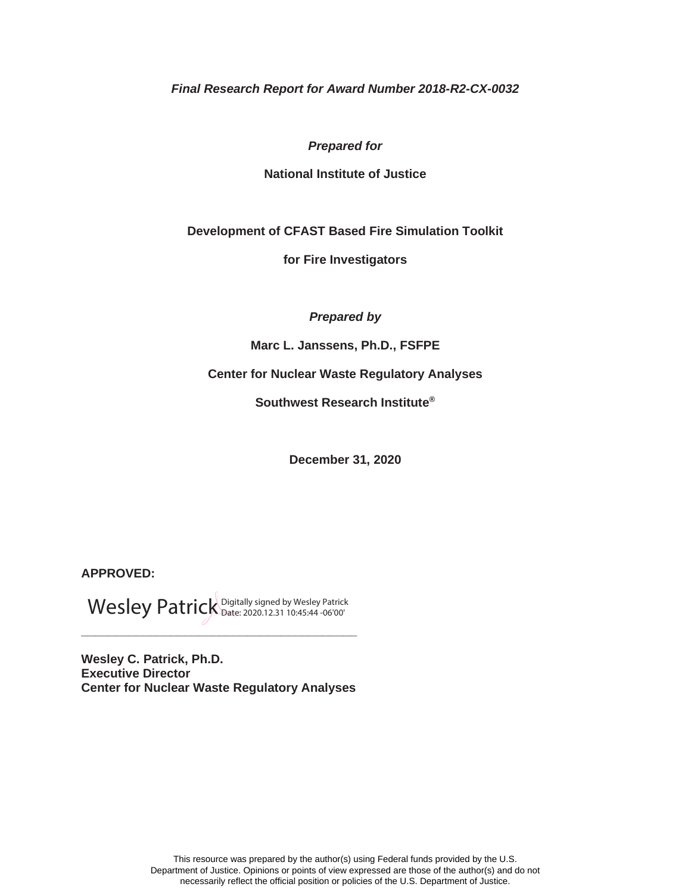***Final Research Report for Award Number 2018-R2-CX-0032***

***Prepared for***

**National Institute of Justice**

**Development of CFAST Based Fire Simulation Toolkit**

**for Fire Investigators**

***Prepared by***

**Marc L. Janssens, Ph.D., FSFPE**

**Center for Nuclear Waste Regulatory Analyses**

**Southwest Research Institute®**

**December 31, 2020**

**APPROVED:**

Wesley Patrick Digitally signed by Wesley Patrick Date: 2020.12.31 10:45:44 -06'00'

_____________________________________________

**Wesley C. Patrick, Ph.D.**
**Executive Director**
**Center for Nuclear Waste Regulatory Analyses**

This resource was prepared by the author(s) using Federal funds provided by the U.S. Department of Justice. Opinions or points of view expressed are those of the author(s) and do not necessarily reflect the official position or policies of the U.S. Department of Justice.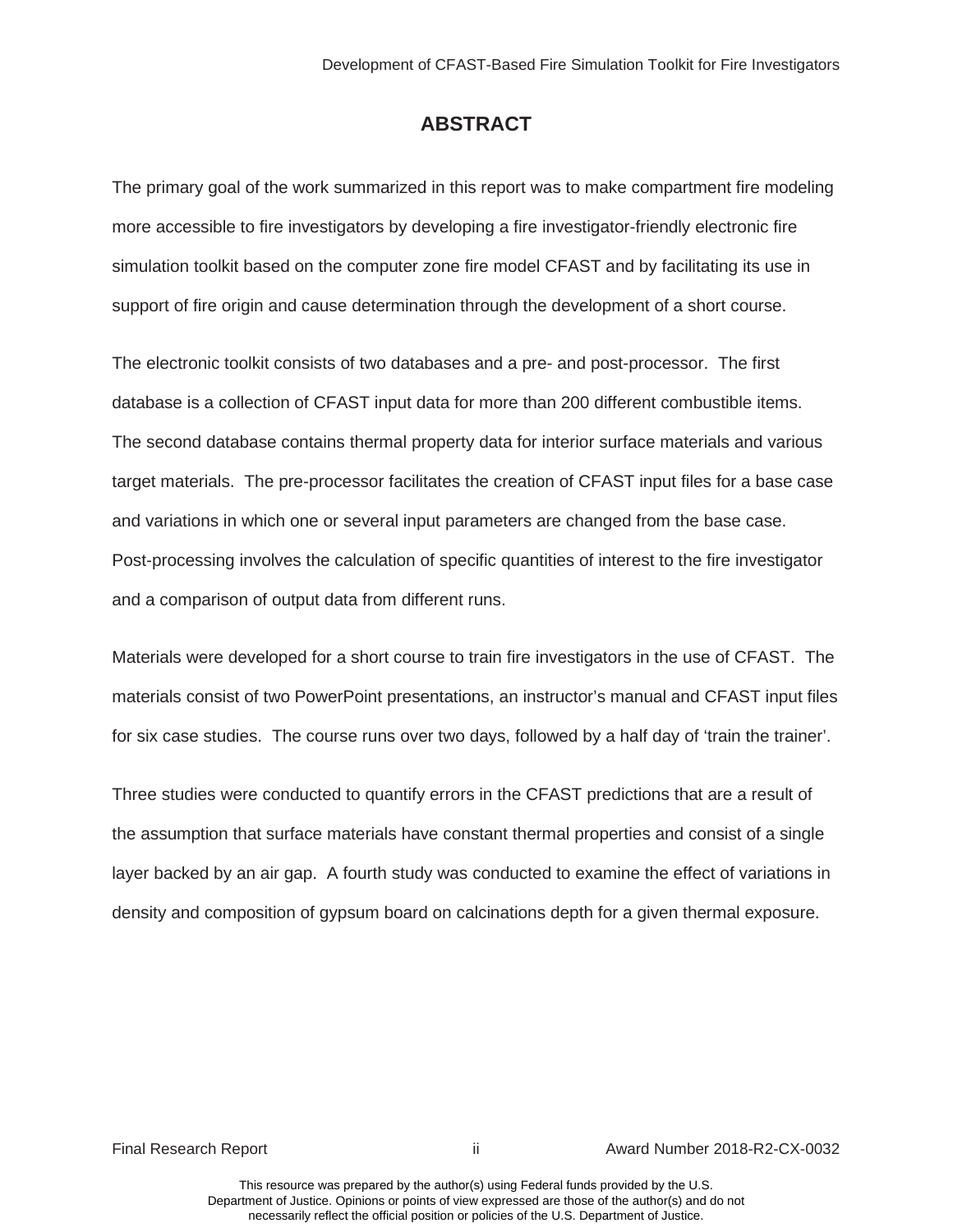# ABSTRACT

The primary goal of the work summarized in this report was to make compartment fire modeling more accessible to fire investigators by developing a fire investigator-friendly electronic fire simulation toolkit based on the computer zone fire model CFAST and by facilitating its use in support of fire origin and cause determination through the development of a short course.

The electronic toolkit consists of two databases and a pre- and post-processor. The first database is a collection of CFAST input data for more than 200 different combustible items. The second database contains thermal property data for interior surface materials and various target materials. The pre-processor facilitates the creation of CFAST input files for a base case and variations in which one or several input parameters are changed from the base case. Post-processing involves the calculation of specific quantities of interest to the fire investigator and a comparison of output data from different runs.

Materials were developed for a short course to train fire investigators in the use of CFAST. The materials consist of two PowerPoint presentations, an instructor's manual and CFAST input files for six case studies. The course runs over two days, followed by a half day of 'train the trainer'.

Three studies were conducted to quantify errors in the CFAST predictions that are a result of the assumption that surface materials have constant thermal properties and consist of a single layer backed by an air gap. A fourth study was conducted to examine the effect of variations in density and composition of gypsum board on calcinations depth for a given thermal exposure.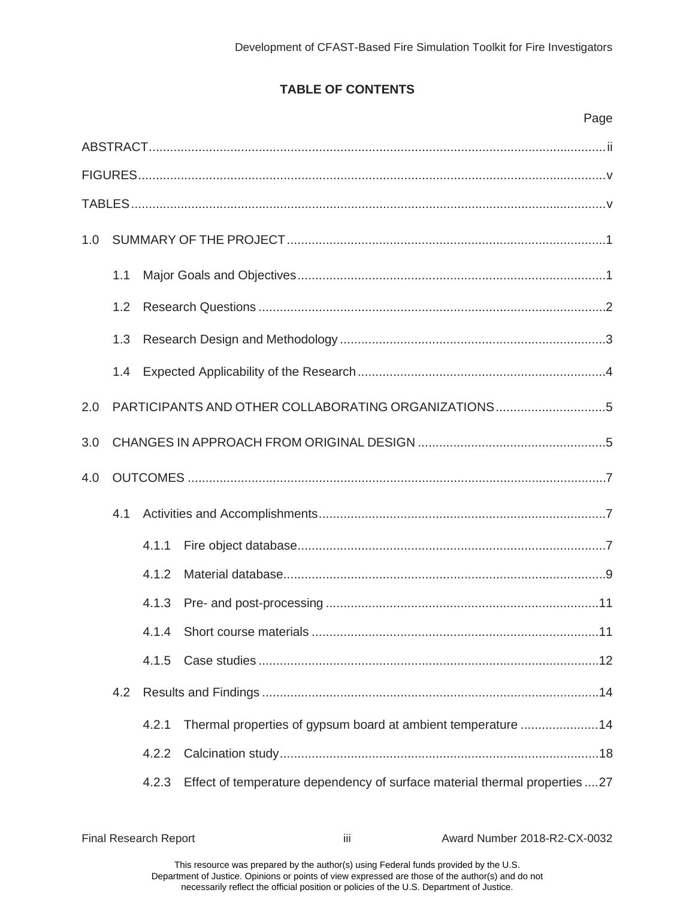## TABLE OF CONTENTS

Page

ABSTRACT ..... ii

FIGURES ..... v

TABLES ..... v

1.0 SUMMARY OF THE PROJECT ..... 1

- 1.1 Major Goals and Objectives ..... 1
- 1.2 Research Questions ..... 2
- 1.3 Research Design and Methodology ..... 3
- 1.4 Expected Applicability of the Research ..... 4

2.0 PARTICIPANTS AND OTHER COLLABORATING ORGANIZATIONS ..... 5

3.0 CHANGES IN APPROACH FROM ORIGINAL DESIGN ..... 5

4.0 OUTCOMES ..... 7

- 4.1 Activities and Accomplishments ..... 7
  - 4.1.1 Fire object database ..... 7
  - 4.1.2 Material database ..... 9
  - 4.1.3 Pre- and post-processing ..... 11
  - 4.1.4 Short course materials ..... 11
  - 4.1.5 Case studies ..... 12
- 4.2 Results and Findings ..... 14
  - 4.2.1 Thermal properties of gypsum board at ambient temperature ..... 14
  - 4.2.2 Calcination study ..... 18
  - 4.2.3 Effect of temperature dependency of surface material thermal properties ..... 27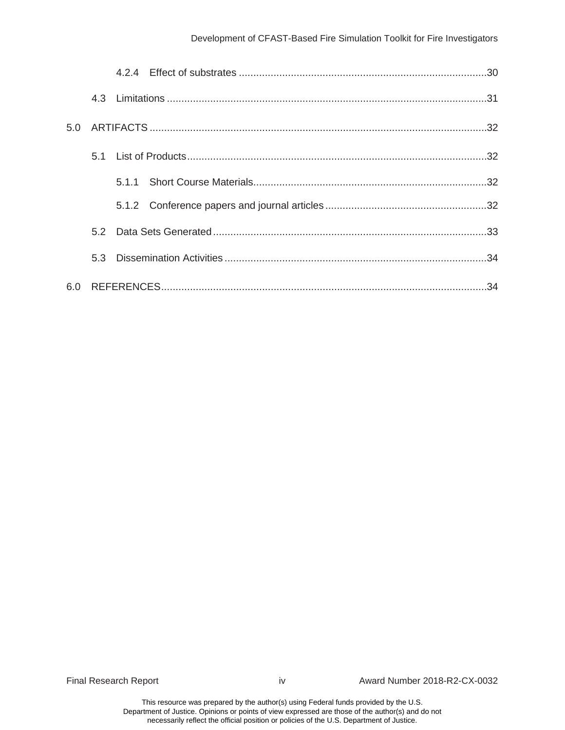- 4.2.4 Effect of substrates ..... 30
- 4.3 Limitations ..... 31

5.0 ARTIFACTS ..... 32

- 5.1 List of Products ..... 32
  - 5.1.1 Short Course Materials ..... 32
  - 5.1.2 Conference papers and journal articles ..... 32
- 5.2 Data Sets Generated ..... 33
- 5.3 Dissemination Activities ..... 34

6.0 REFERENCES ..... 34

This resource was prepared by the author(s) using Federal funds provided by the U.S. Department of Justice. Opinions or points of view expressed are those of the author(s) and do not necessarily reflect the official position or policies of the U.S. Department of Justice.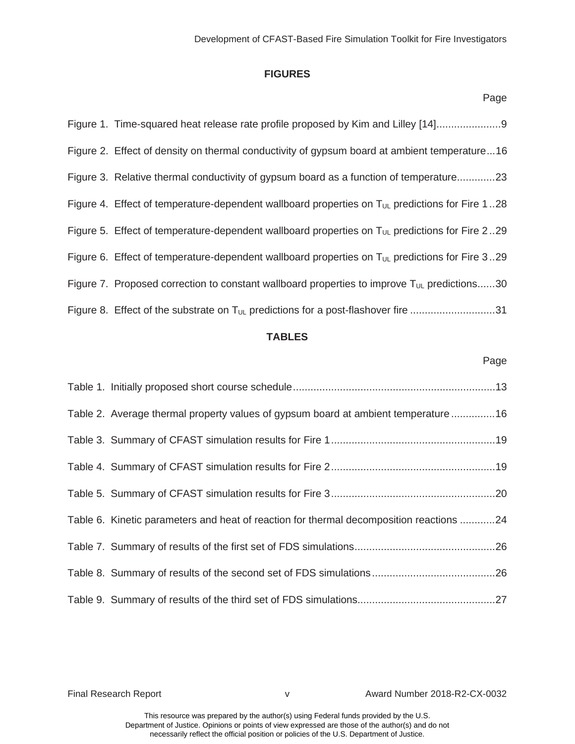## FIGURES

Page

Figure 1. Time-squared heat release rate profile proposed by Kim and Lilley [14]......................9

Figure 2. Effect of density on thermal conductivity of gypsum board at ambient temperature...16

Figure 3. Relative thermal conductivity of gypsum board as a function of temperature.............23

Figure 4. Effect of temperature-dependent wallboard properties on $T_{UL}$ predictions for Fire 1..28

Figure 5. Effect of temperature-dependent wallboard properties on $T_{UL}$ predictions for Fire 2..29

Figure 6. Effect of temperature-dependent wallboard properties on $T_{UL}$ predictions for Fire 3..29

Figure 7. Proposed correction to constant wallboard properties to improve $T_{UL}$ predictions......30

Figure 8. Effect of the substrate on $T_{UL}$ predictions for a post-flashover fire .............................31

## TABLES

Page

Table 1. Initially proposed short course schedule.....................................................................13

Table 2. Average thermal property values of gypsum board at ambient temperature ...............16

Table 3. Summary of CFAST simulation results for Fire 1........................................................19

Table 4. Summary of CFAST simulation results for Fire 2........................................................19

Table 5. Summary of CFAST simulation results for Fire 3........................................................20

Table 6. Kinetic parameters and heat of reaction for thermal decomposition reactions ............24

Table 7. Summary of results of the first set of FDS simulations................................................26

Table 8. Summary of results of the second set of FDS simulations..........................................26

Table 9. Summary of results of the third set of FDS simulations...............................................27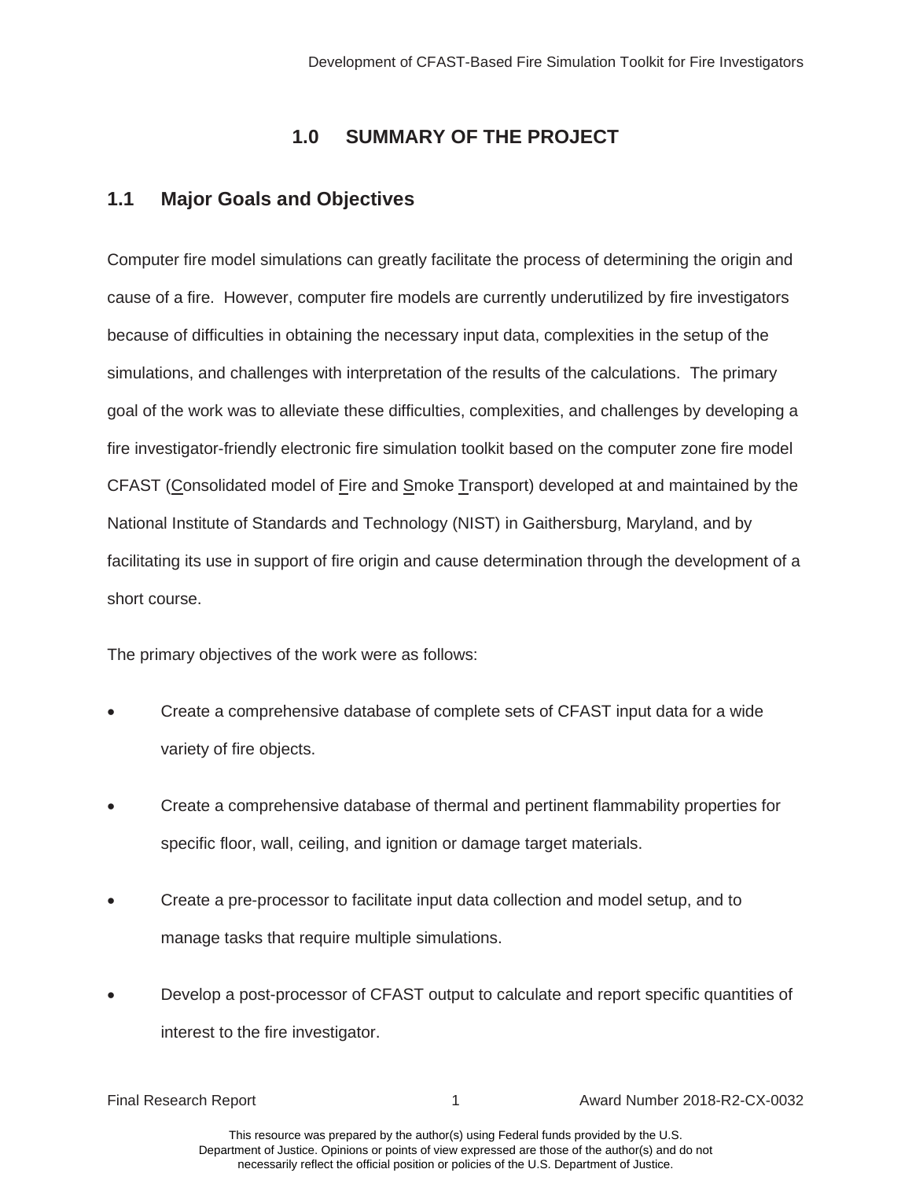# 1.0 SUMMARY OF THE PROJECT

## 1.1 Major Goals and Objectives

Computer fire model simulations can greatly facilitate the process of determining the origin and cause of a fire. However, computer fire models are currently underutilized by fire investigators because of difficulties in obtaining the necessary input data, complexities in the setup of the simulations, and challenges with interpretation of the results of the calculations. The primary goal of the work was to alleviate these difficulties, complexities, and challenges by developing a fire investigator-friendly electronic fire simulation toolkit based on the computer zone fire model CFAST (Consolidated model of Fire and Smoke Transport) developed at and maintained by the National Institute of Standards and Technology (NIST) in Gaithersburg, Maryland, and by facilitating its use in support of fire origin and cause determination through the development of a short course.

The primary objectives of the work were as follows:

- Create a comprehensive database of complete sets of CFAST input data for a wide variety of fire objects.
- Create a comprehensive database of thermal and pertinent flammability properties for specific floor, wall, ceiling, and ignition or damage target materials.
- Create a pre-processor to facilitate input data collection and model setup, and to manage tasks that require multiple simulations.
- Develop a post-processor of CFAST output to calculate and report specific quantities of interest to the fire investigator.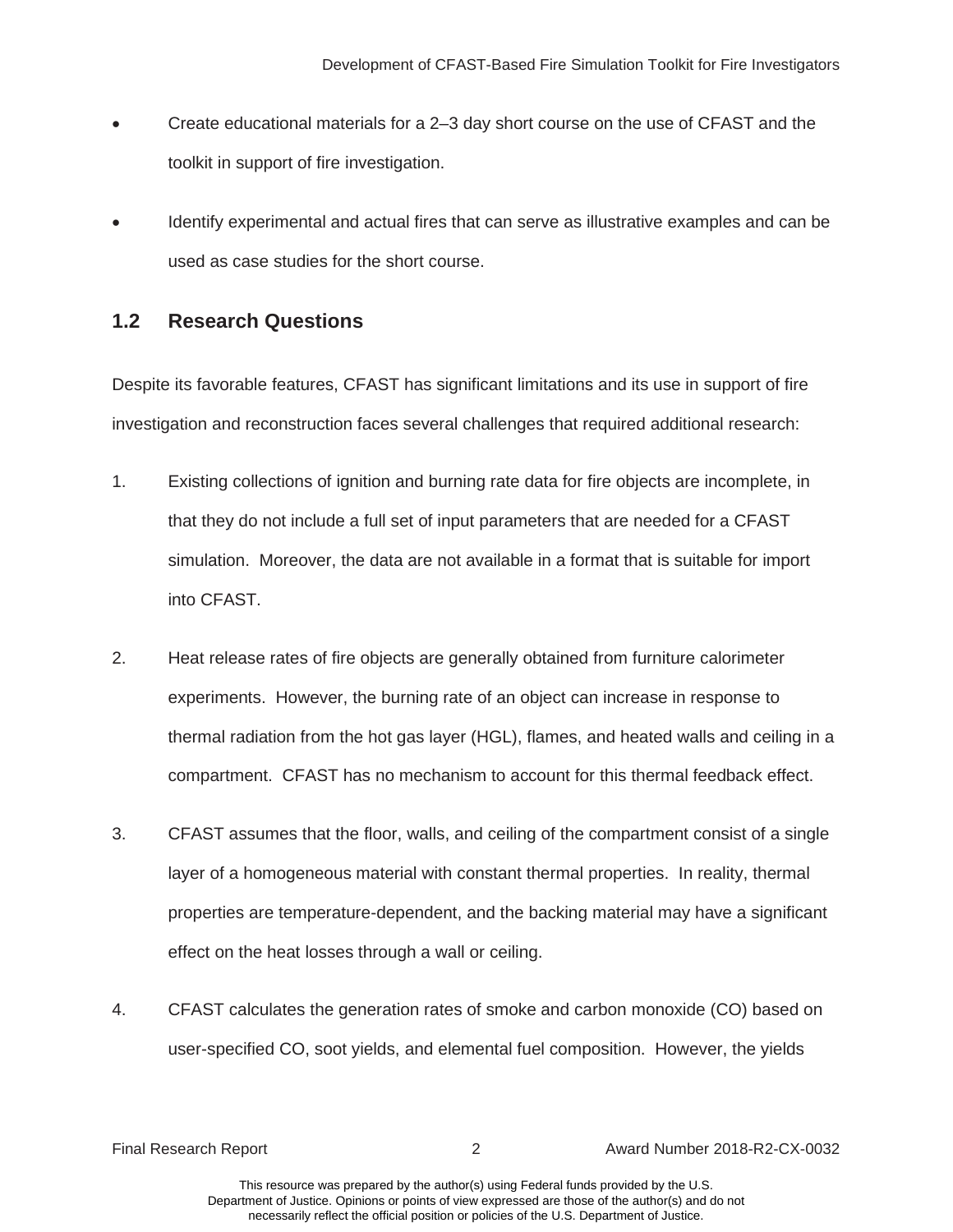- Create educational materials for a 2–3 day short course on the use of CFAST and the toolkit in support of fire investigation.

- Identify experimental and actual fires that can serve as illustrative examples and can be used as case studies for the short course.

## 1.2 Research Questions

Despite its favorable features, CFAST has significant limitations and its use in support of fire investigation and reconstruction faces several challenges that required additional research:

1. Existing collections of ignition and burning rate data for fire objects are incomplete, in that they do not include a full set of input parameters that are needed for a CFAST simulation. Moreover, the data are not available in a format that is suitable for import into CFAST.

2. Heat release rates of fire objects are generally obtained from furniture calorimeter experiments. However, the burning rate of an object can increase in response to thermal radiation from the hot gas layer (HGL), flames, and heated walls and ceiling in a compartment. CFAST has no mechanism to account for this thermal feedback effect.

3. CFAST assumes that the floor, walls, and ceiling of the compartment consist of a single layer of a homogeneous material with constant thermal properties. In reality, thermal properties are temperature-dependent, and the backing material may have a significant effect on the heat losses through a wall or ceiling.

4. CFAST calculates the generation rates of smoke and carbon monoxide (CO) based on user-specified CO, soot yields, and elemental fuel composition. However, the yields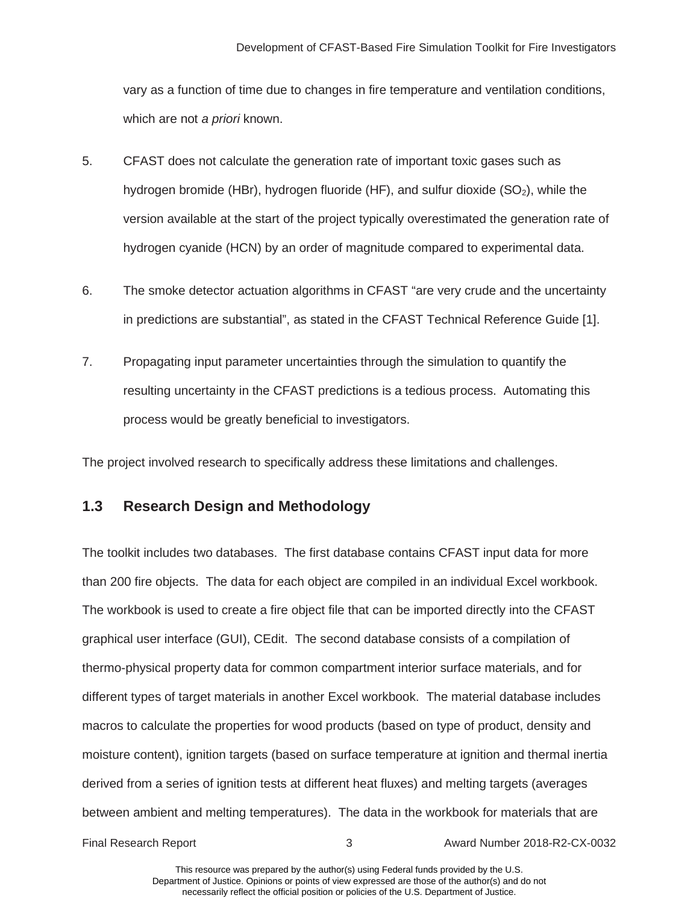vary as a function of time due to changes in fire temperature and ventilation conditions, which are not *a priori* known.

5. CFAST does not calculate the generation rate of important toxic gases such as hydrogen bromide (HBr), hydrogen fluoride (HF), and sulfur dioxide ($SO_2$), while the version available at the start of the project typically overestimated the generation rate of hydrogen cyanide (HCN) by an order of magnitude compared to experimental data.

6. The smoke detector actuation algorithms in CFAST "are very crude and the uncertainty in predictions are substantial", as stated in the CFAST Technical Reference Guide [1].

7. Propagating input parameter uncertainties through the simulation to quantify the resulting uncertainty in the CFAST predictions is a tedious process. Automating this process would be greatly beneficial to investigators.

The project involved research to specifically address these limitations and challenges.

## 1.3 Research Design and Methodology

The toolkit includes two databases. The first database contains CFAST input data for more than 200 fire objects. The data for each object are compiled in an individual Excel workbook. The workbook is used to create a fire object file that can be imported directly into the CFAST graphical user interface (GUI), CEdit. The second database consists of a compilation of thermo-physical property data for common compartment interior surface materials, and for different types of target materials in another Excel workbook. The material database includes macros to calculate the properties for wood products (based on type of product, density and moisture content), ignition targets (based on surface temperature at ignition and thermal inertia derived from a series of ignition tests at different heat fluxes) and melting targets (averages between ambient and melting temperatures). The data in the workbook for materials that are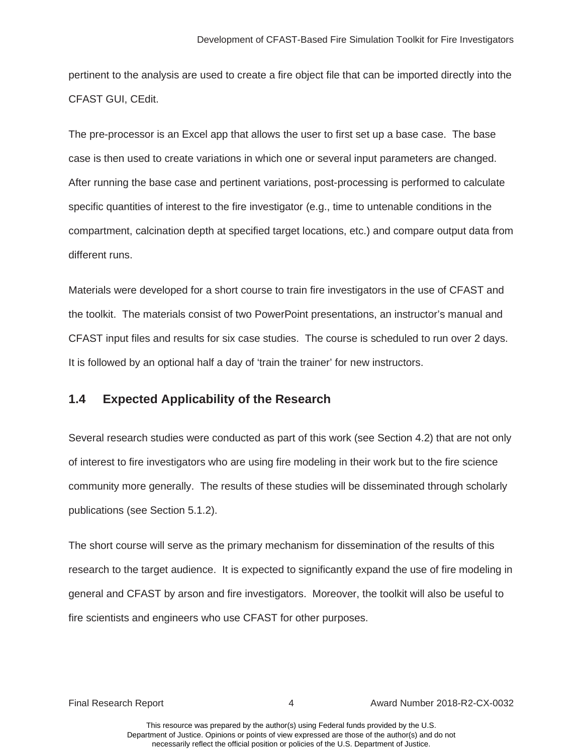pertinent to the analysis are used to create a fire object file that can be imported directly into the CFAST GUI, CEdit.

The pre-processor is an Excel app that allows the user to first set up a base case. The base case is then used to create variations in which one or several input parameters are changed. After running the base case and pertinent variations, post-processing is performed to calculate specific quantities of interest to the fire investigator (e.g., time to untenable conditions in the compartment, calcination depth at specified target locations, etc.) and compare output data from different runs.

Materials were developed for a short course to train fire investigators in the use of CFAST and the toolkit. The materials consist of two PowerPoint presentations, an instructor's manual and CFAST input files and results for six case studies. The course is scheduled to run over 2 days. It is followed by an optional half a day of 'train the trainer' for new instructors.

## 1.4 Expected Applicability of the Research

Several research studies were conducted as part of this work (see Section 4.2) that are not only of interest to fire investigators who are using fire modeling in their work but to the fire science community more generally. The results of these studies will be disseminated through scholarly publications (see Section 5.1.2).

The short course will serve as the primary mechanism for dissemination of the results of this research to the target audience. It is expected to significantly expand the use of fire modeling in general and CFAST by arson and fire investigators. Moreover, the toolkit will also be useful to fire scientists and engineers who use CFAST for other purposes.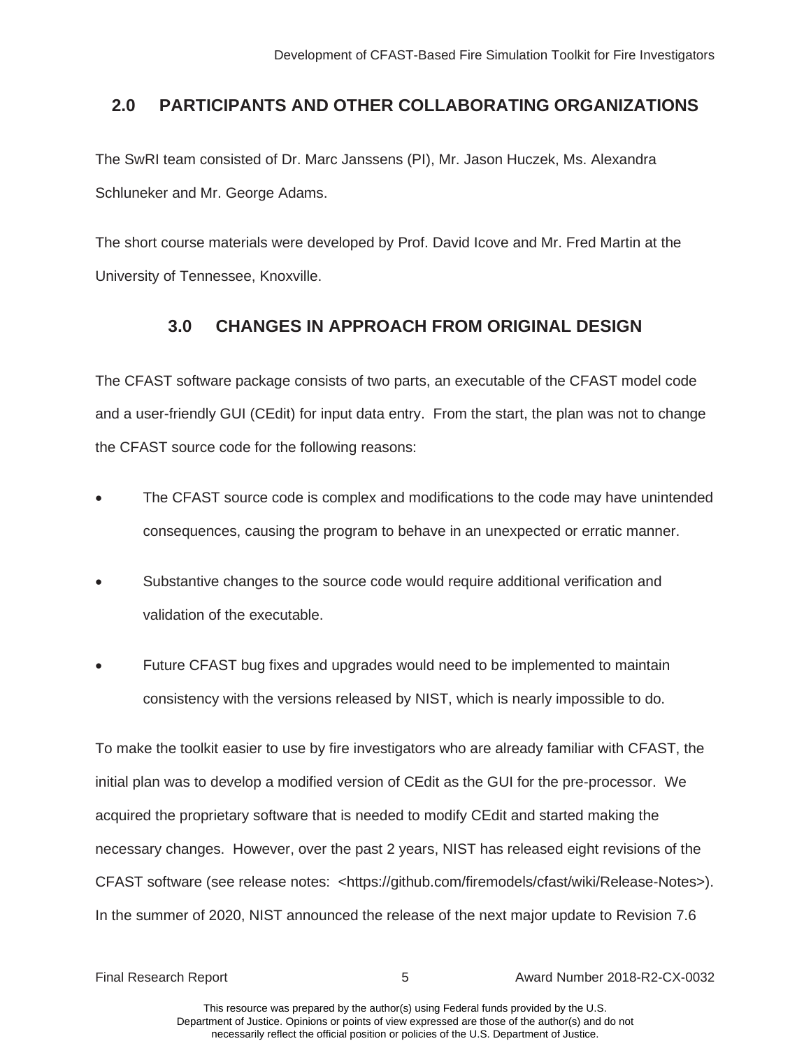## 2.0 PARTICIPANTS AND OTHER COLLABORATING ORGANIZATIONS

The SwRI team consisted of Dr. Marc Janssens (PI), Mr. Jason Huczek, Ms. Alexandra Schluneker and Mr. George Adams.

The short course materials were developed by Prof. David Icove and Mr. Fred Martin at the University of Tennessee, Knoxville.

## 3.0 CHANGES IN APPROACH FROM ORIGINAL DESIGN

The CFAST software package consists of two parts, an executable of the CFAST model code and a user-friendly GUI (CEdit) for input data entry. From the start, the plan was not to change the CFAST source code for the following reasons:

- The CFAST source code is complex and modifications to the code may have unintended consequences, causing the program to behave in an unexpected or erratic manner.
- Substantive changes to the source code would require additional verification and validation of the executable.
- Future CFAST bug fixes and upgrades would need to be implemented to maintain consistency with the versions released by NIST, which is nearly impossible to do.

To make the toolkit easier to use by fire investigators who are already familiar with CFAST, the initial plan was to develop a modified version of CEdit as the GUI for the pre-processor. We acquired the proprietary software that is needed to modify CEdit and started making the necessary changes. However, over the past 2 years, NIST has released eight revisions of the CFAST software (see release notes: <https://github.com/firemodels/cfast/wiki/Release-Notes>). In the summer of 2020, NIST announced the release of the next major update to Revision 7.6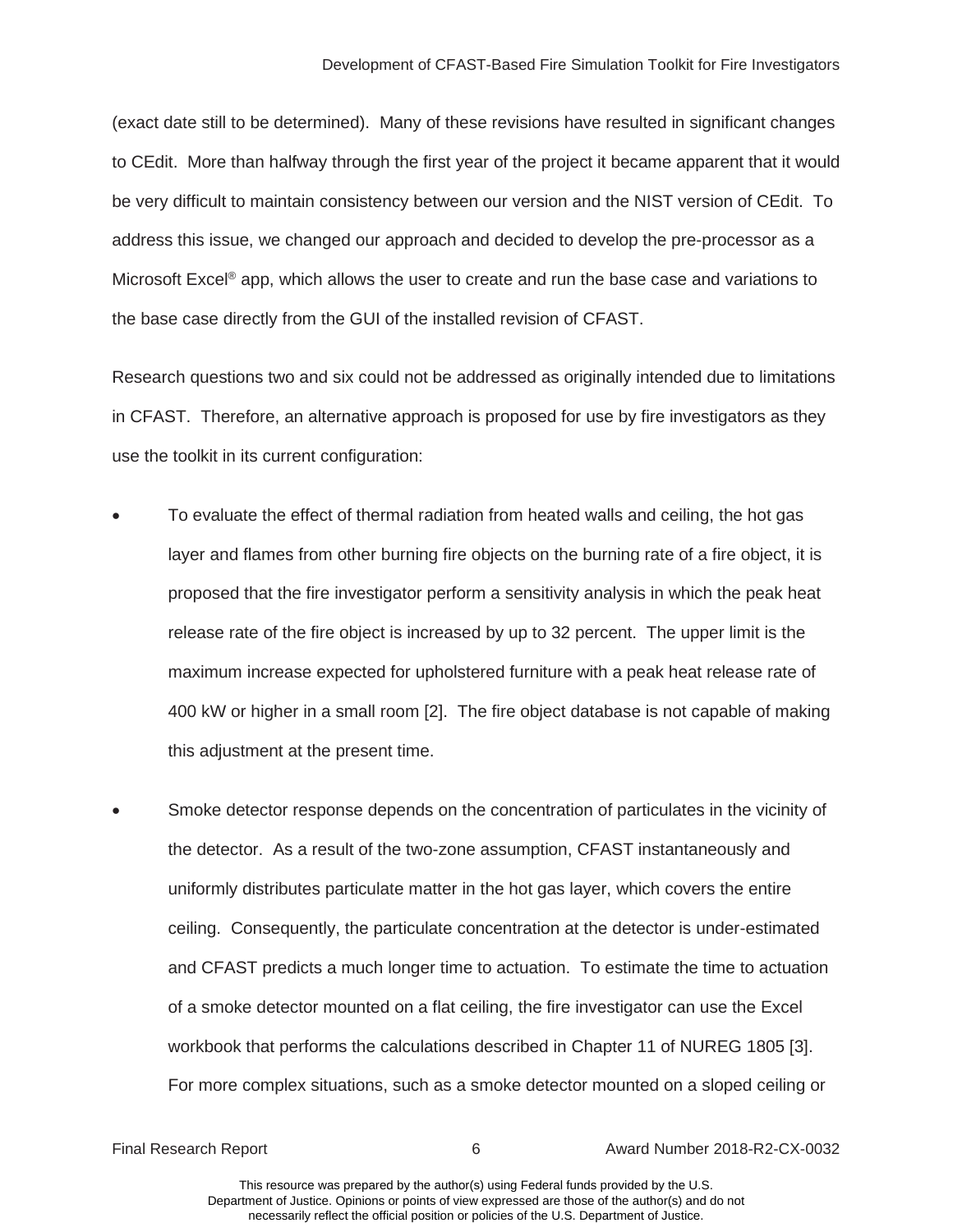(exact date still to be determined). Many of these revisions have resulted in significant changes to CEdit. More than halfway through the first year of the project it became apparent that it would be very difficult to maintain consistency between our version and the NIST version of CEdit. To address this issue, we changed our approach and decided to develop the pre-processor as a Microsoft Excel® app, which allows the user to create and run the base case and variations to the base case directly from the GUI of the installed revision of CFAST.

Research questions two and six could not be addressed as originally intended due to limitations in CFAST. Therefore, an alternative approach is proposed for use by fire investigators as they use the toolkit in its current configuration:

- To evaluate the effect of thermal radiation from heated walls and ceiling, the hot gas layer and flames from other burning fire objects on the burning rate of a fire object, it is proposed that the fire investigator perform a sensitivity analysis in which the peak heat release rate of the fire object is increased by up to 32 percent. The upper limit is the maximum increase expected for upholstered furniture with a peak heat release rate of 400 kW or higher in a small room [2]. The fire object database is not capable of making this adjustment at the present time.
- Smoke detector response depends on the concentration of particulates in the vicinity of the detector. As a result of the two-zone assumption, CFAST instantaneously and uniformly distributes particulate matter in the hot gas layer, which covers the entire ceiling. Consequently, the particulate concentration at the detector is under-estimated and CFAST predicts a much longer time to actuation. To estimate the time to actuation of a smoke detector mounted on a flat ceiling, the fire investigator can use the Excel workbook that performs the calculations described in Chapter 11 of NUREG 1805 [3]. For more complex situations, such as a smoke detector mounted on a sloped ceiling or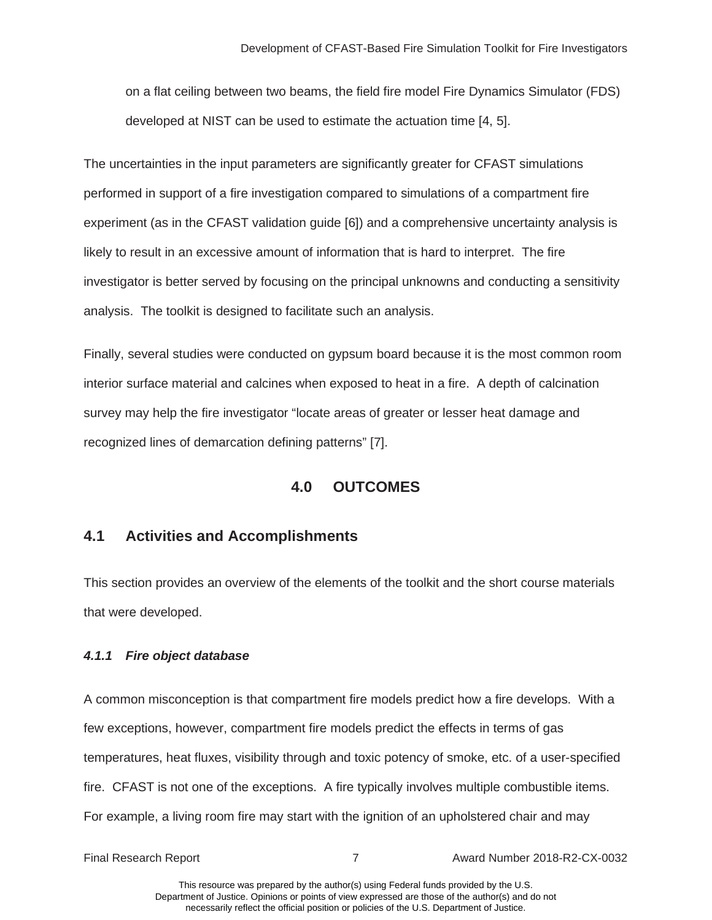on a flat ceiling between two beams, the field fire model Fire Dynamics Simulator (FDS) developed at NIST can be used to estimate the actuation time [4, 5].

The uncertainties in the input parameters are significantly greater for CFAST simulations performed in support of a fire investigation compared to simulations of a compartment fire experiment (as in the CFAST validation guide [6]) and a comprehensive uncertainty analysis is likely to result in an excessive amount of information that is hard to interpret. The fire investigator is better served by focusing on the principal unknowns and conducting a sensitivity analysis. The toolkit is designed to facilitate such an analysis.

Finally, several studies were conducted on gypsum board because it is the most common room interior surface material and calcines when exposed to heat in a fire. A depth of calcination survey may help the fire investigator "locate areas of greater or lesser heat damage and recognized lines of demarcation defining patterns" [7].

# 4.0 OUTCOMES

## 4.1 Activities and Accomplishments

This section provides an overview of the elements of the toolkit and the short course materials that were developed.

### *4.1.1 Fire object database*

A common misconception is that compartment fire models predict how a fire develops. With a few exceptions, however, compartment fire models predict the effects in terms of gas temperatures, heat fluxes, visibility through and toxic potency of smoke, etc. of a user-specified fire. CFAST is not one of the exceptions. A fire typically involves multiple combustible items. For example, a living room fire may start with the ignition of an upholstered chair and may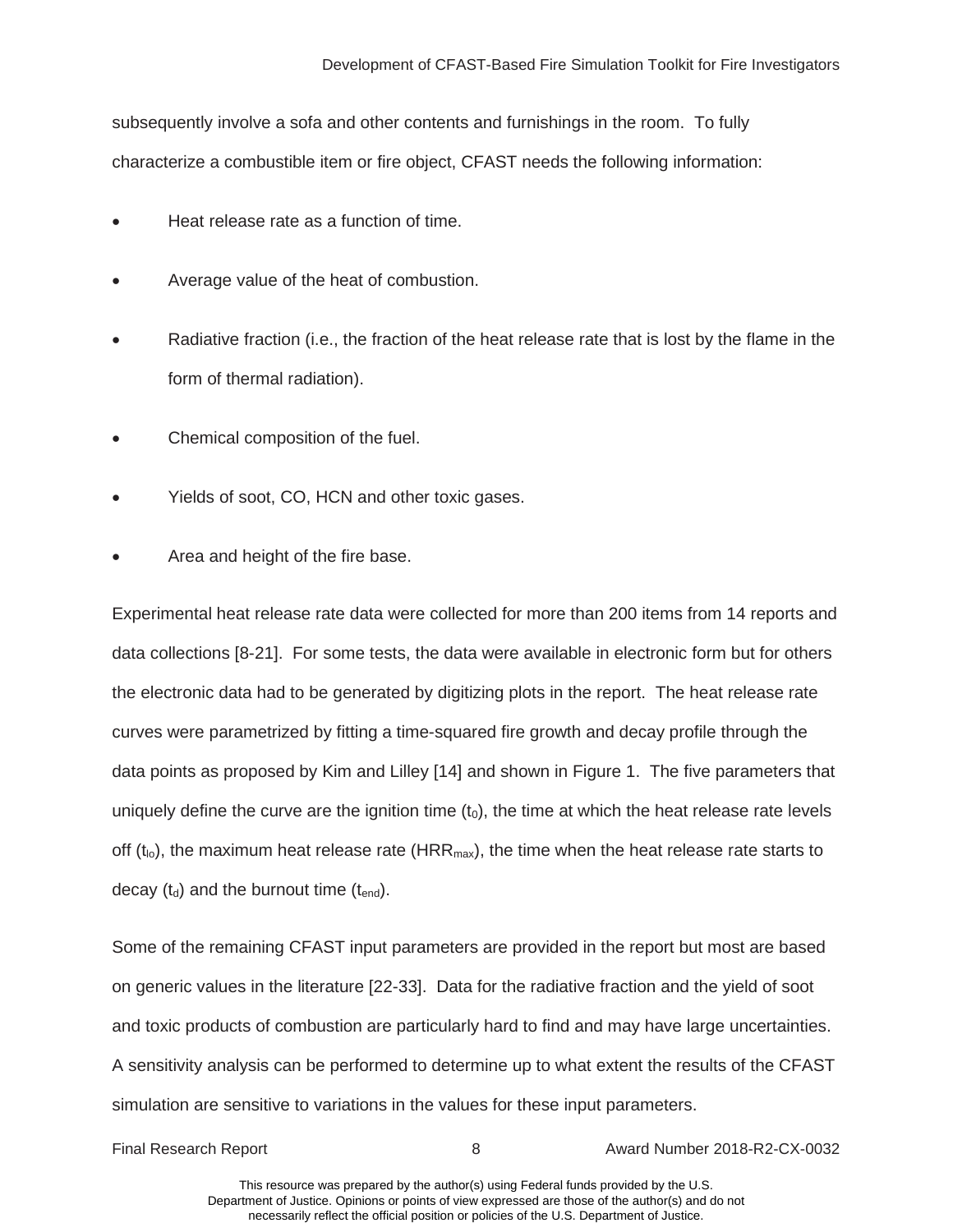subsequently involve a sofa and other contents and furnishings in the room. To fully characterize a combustible item or fire object, CFAST needs the following information:

- Heat release rate as a function of time.
- Average value of the heat of combustion.
- Radiative fraction (i.e., the fraction of the heat release rate that is lost by the flame in the form of thermal radiation).
- Chemical composition of the fuel.
- Yields of soot, CO, HCN and other toxic gases.
- Area and height of the fire base.

Experimental heat release rate data were collected for more than 200 items from 14 reports and data collections [8-21]. For some tests, the data were available in electronic form but for others the electronic data had to be generated by digitizing plots in the report. The heat release rate curves were parametrized by fitting a time-squared fire growth and decay profile through the data points as proposed by Kim and Lilley [14] and shown in Figure 1. The five parameters that uniquely define the curve are the ignition time ($t_0$), the time at which the heat release rate levels off ($t_{lo}$), the maximum heat release rate ($HRR_{max}$), the time when the heat release rate starts to decay ($t_d$) and the burnout time ($t_{end}$).

Some of the remaining CFAST input parameters are provided in the report but most are based on generic values in the literature [22-33]. Data for the radiative fraction and the yield of soot and toxic products of combustion are particularly hard to find and may have large uncertainties. A sensitivity analysis can be performed to determine up to what extent the results of the CFAST simulation are sensitive to variations in the values for these input parameters.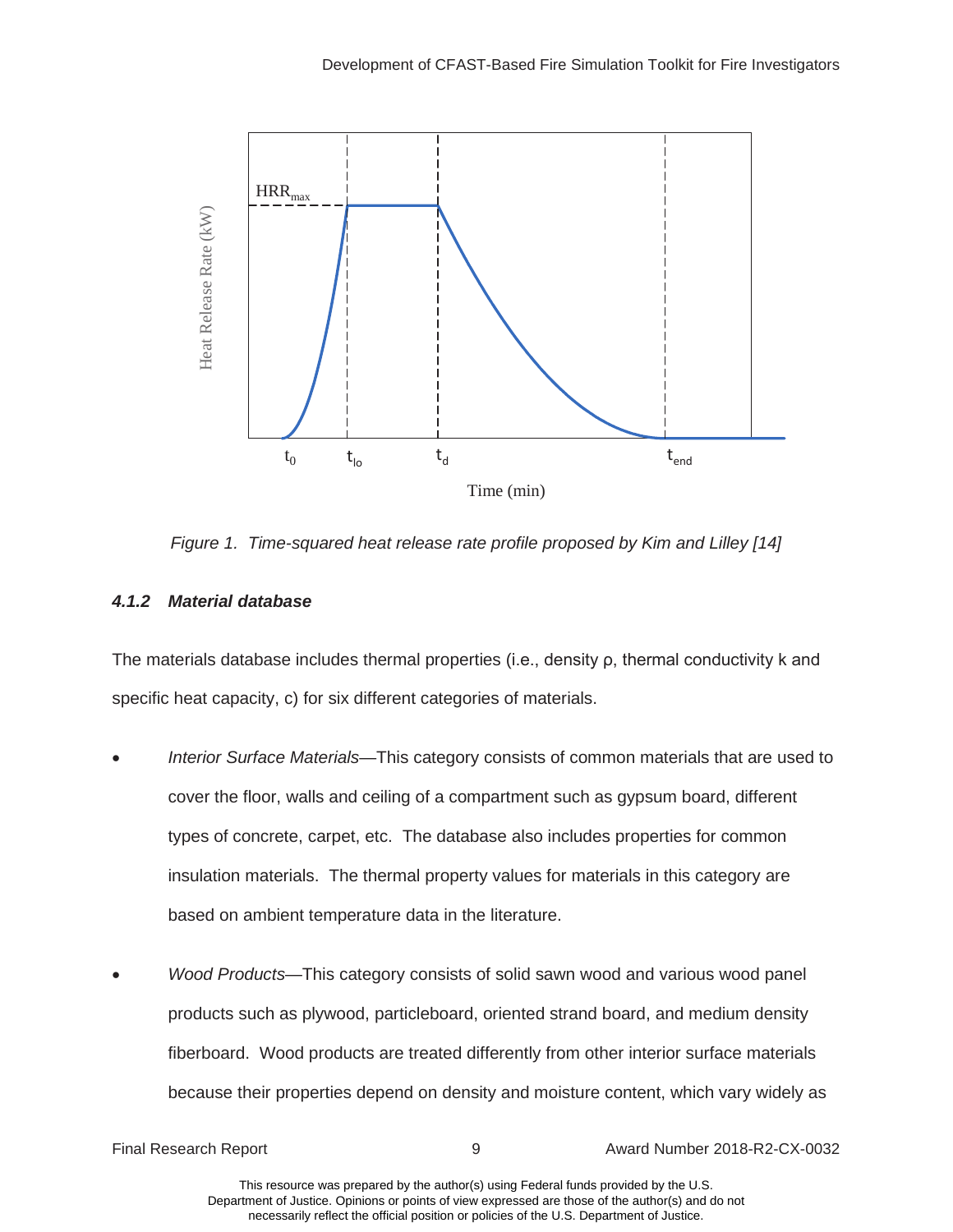Figure 1. Time-squared heat release rate profile proposed by Kim and Lilley [14]

### 4.1.2 Material database

The materials database includes thermal properties (i.e., density ρ, thermal conductivity k and specific heat capacity, c) for six different categories of materials.

- *Interior Surface Materials*—This category consists of common materials that are used to cover the floor, walls and ceiling of a compartment such as gypsum board, different types of concrete, carpet, etc. The database also includes properties for common insulation materials. The thermal property values for materials in this category are based on ambient temperature data in the literature.

- *Wood Products*—This category consists of solid sawn wood and various wood panel products such as plywood, particleboard, oriented strand board, and medium density fiberboard. Wood products are treated differently from other interior surface materials because their properties depend on density and moisture content, which vary widely as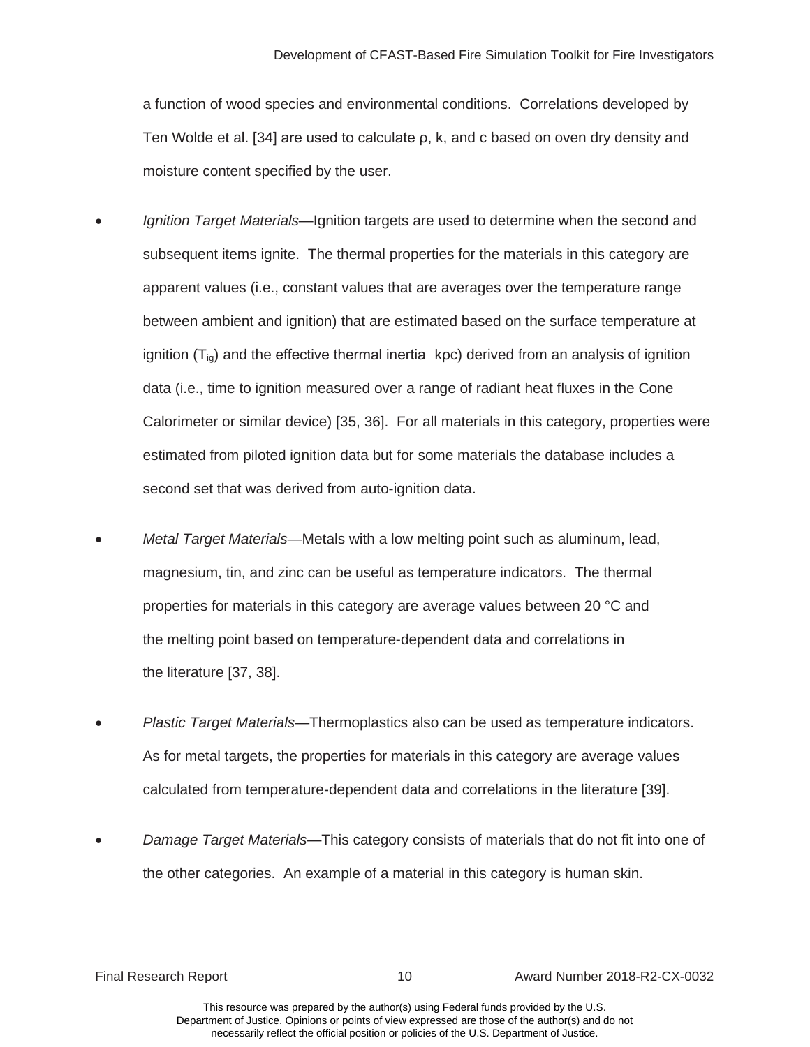a function of wood species and environmental conditions. Correlations developed by Ten Wolde et al. [34] are used to calculate ρ, k, and c based on oven dry density and moisture content specified by the user.

- *Ignition Target Materials*—Ignition targets are used to determine when the second and subsequent items ignite. The thermal properties for the materials in this category are apparent values (i.e., constant values that are averages over the temperature range between ambient and ignition) that are estimated based on the surface temperature at ignition ($T_{ig}$) and the effective thermal inertia kρc) derived from an analysis of ignition data (i.e., time to ignition measured over a range of radiant heat fluxes in the Cone Calorimeter or similar device) [35, 36]. For all materials in this category, properties were estimated from piloted ignition data but for some materials the database includes a second set that was derived from auto-ignition data.

- *Metal Target Materials*—Metals with a low melting point such as aluminum, lead, magnesium, tin, and zinc can be useful as temperature indicators. The thermal properties for materials in this category are average values between 20 °C and the melting point based on temperature-dependent data and correlations in the literature [37, 38].

- *Plastic Target Materials*—Thermoplastics also can be used as temperature indicators. As for metal targets, the properties for materials in this category are average values calculated from temperature-dependent data and correlations in the literature [39].

- *Damage Target Materials*—This category consists of materials that do not fit into one of the other categories. An example of a material in this category is human skin.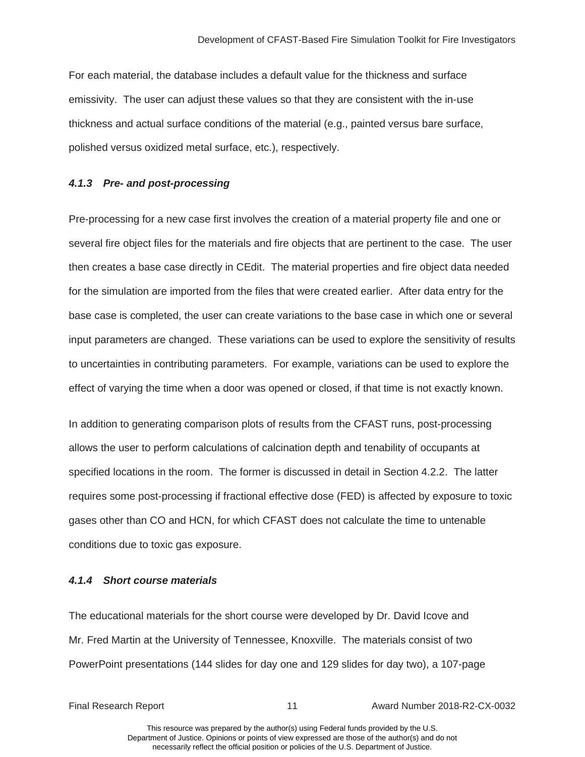For each material, the database includes a default value for the thickness and surface emissivity. The user can adjust these values so that they are consistent with the in-use thickness and actual surface conditions of the material (e.g., painted versus bare surface, polished versus oxidized metal surface, etc.), respectively.

#### *4.1.3 Pre- and post-processing*

Pre-processing for a new case first involves the creation of a material property file and one or several fire object files for the materials and fire objects that are pertinent to the case. The user then creates a base case directly in CEdit. The material properties and fire object data needed for the simulation are imported from the files that were created earlier. After data entry for the base case is completed, the user can create variations to the base case in which one or several input parameters are changed. These variations can be used to explore the sensitivity of results to uncertainties in contributing parameters. For example, variations can be used to explore the effect of varying the time when a door was opened or closed, if that time is not exactly known.

In addition to generating comparison plots of results from the CFAST runs, post-processing allows the user to perform calculations of calcination depth and tenability of occupants at specified locations in the room. The former is discussed in detail in Section 4.2.2. The latter requires some post-processing if fractional effective dose (FED) is affected by exposure to toxic gases other than CO and HCN, for which CFAST does not calculate the time to untenable conditions due to toxic gas exposure.

#### *4.1.4 Short course materials*

The educational materials for the short course were developed by Dr. David Icove and Mr. Fred Martin at the University of Tennessee, Knoxville. The materials consist of two PowerPoint presentations (144 slides for day one and 129 slides for day two), a 107-page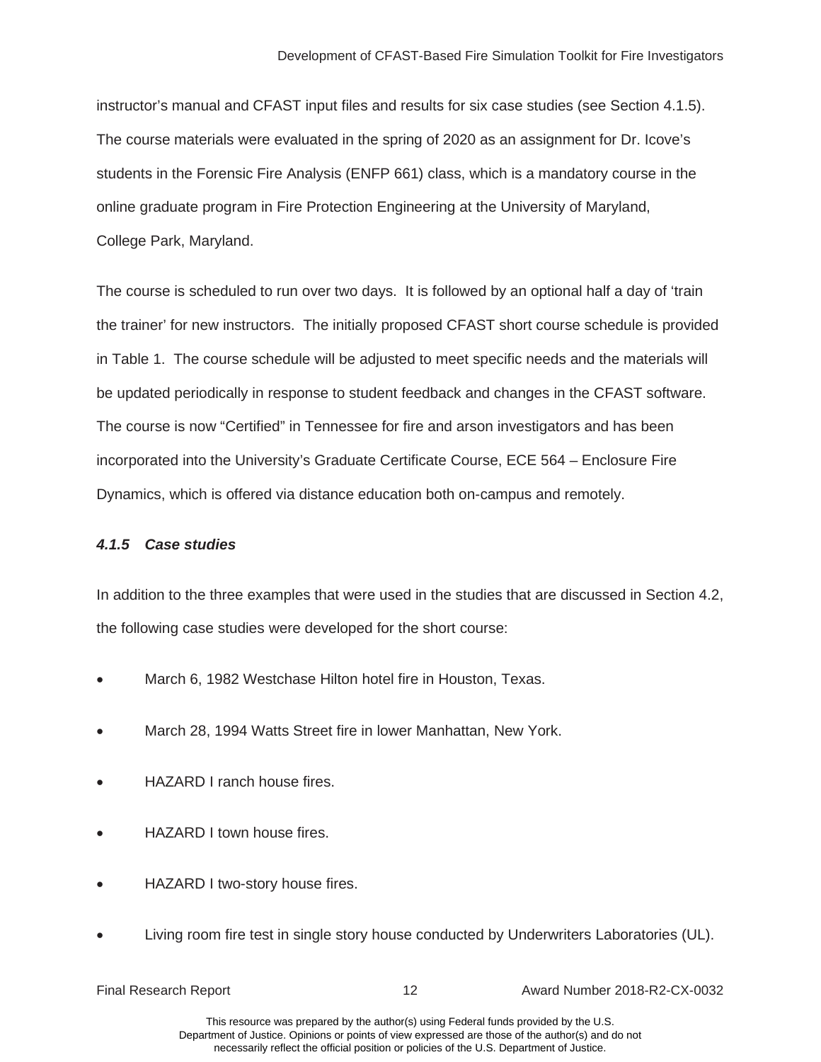instructor's manual and CFAST input files and results for six case studies (see Section 4.1.5). The course materials were evaluated in the spring of 2020 as an assignment for Dr. Icove's students in the Forensic Fire Analysis (ENFP 661) class, which is a mandatory course in the online graduate program in Fire Protection Engineering at the University of Maryland, College Park, Maryland.

The course is scheduled to run over two days. It is followed by an optional half a day of 'train the trainer' for new instructors. The initially proposed CFAST short course schedule is provided in Table 1. The course schedule will be adjusted to meet specific needs and the materials will be updated periodically in response to student feedback and changes in the CFAST software. The course is now "Certified" in Tennessee for fire and arson investigators and has been incorporated into the University's Graduate Certificate Course, ECE 564 – Enclosure Fire Dynamics, which is offered via distance education both on-campus and remotely.

#### *4.1.5 Case studies*

In addition to the three examples that were used in the studies that are discussed in Section 4.2, the following case studies were developed for the short course:

- March 6, 1982 Westchase Hilton hotel fire in Houston, Texas.
- March 28, 1994 Watts Street fire in lower Manhattan, New York.
- HAZARD I ranch house fires.
- HAZARD I town house fires.
- HAZARD I two-story house fires.
- Living room fire test in single story house conducted by Underwriters Laboratories (UL).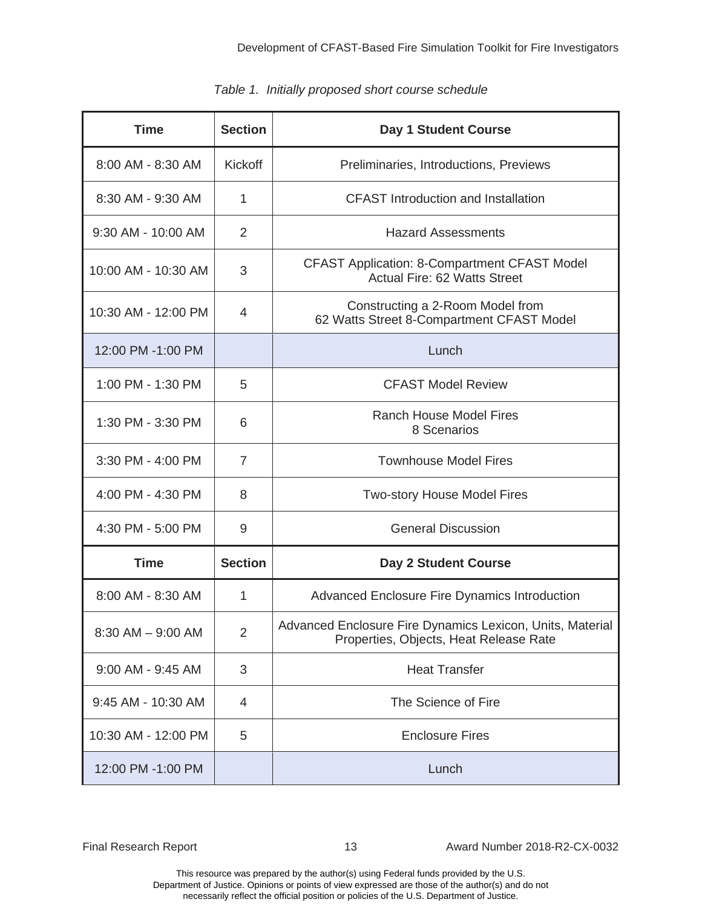*Table 1. Initially proposed short course schedule*

| Time | Section | Day 1 Student Course |
|---|---|---|
| 8:00 AM - 8:30 AM | Kickoff | Preliminaries, Introductions, Previews |
| 8:30 AM - 9:30 AM | 1 | CFAST Introduction and Installation |
| 9:30 AM - 10:00 AM | 2 | Hazard Assessments |
| 10:00 AM - 10:30 AM | 3 | CFAST Application: 8-Compartment CFAST Model<br>Actual Fire: 62 Watts Street |
| 10:30 AM - 12:00 PM | 4 | Constructing a 2-Room Model from<br>62 Watts Street 8-Compartment CFAST Model |
| 12:00 PM -1:00 PM | | Lunch |
| 1:00 PM - 1:30 PM | 5 | CFAST Model Review |
| 1:30 PM - 3:30 PM | 6 | Ranch House Model Fires<br>8 Scenarios |
| 3:30 PM - 4:00 PM | 7 | Townhouse Model Fires |
| 4:00 PM - 4:30 PM | 8 | Two-story House Model Fires |
| 4:30 PM - 5:00 PM | 9 | General Discussion |
| **Time** | **Section** | **Day 2 Student Course** |
| 8:00 AM - 8:30 AM | 1 | Advanced Enclosure Fire Dynamics Introduction |
| 8:30 AM – 9:00 AM | 2 | Advanced Enclosure Fire Dynamics Lexicon, Units, Material Properties, Objects, Heat Release Rate |
| 9:00 AM - 9:45 AM | 3 | Heat Transfer |
| 9:45 AM - 10:30 AM | 4 | The Science of Fire |
| 10:30 AM - 12:00 PM | 5 | Enclosure Fires |
| 12:00 PM -1:00 PM | | Lunch |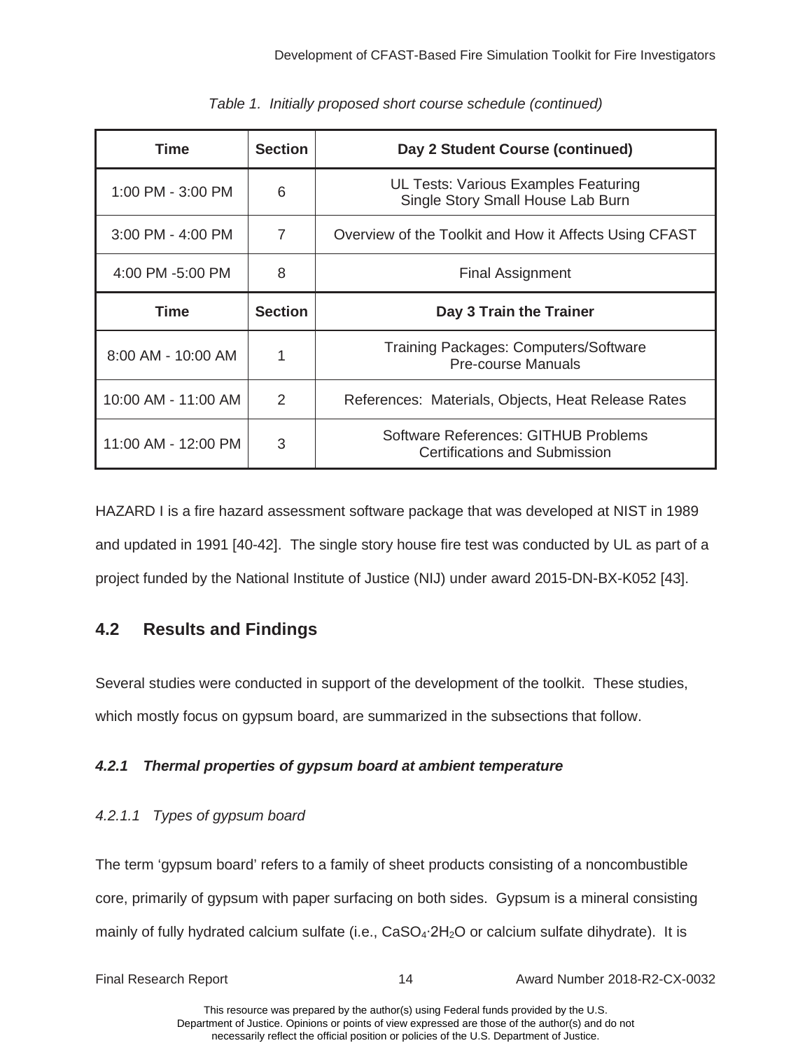*Table 1. Initially proposed short course schedule (continued)*

| Time | Section | Day 2 Student Course (continued) |
|---|---|---|
| 1:00 PM - 3:00 PM | 6 | UL Tests: Various Examples Featuring Single Story Small House Lab Burn |
| 3:00 PM - 4:00 PM | 7 | Overview of the Toolkit and How it Affects Using CFAST |
| 4:00 PM -5:00 PM | 8 | Final Assignment |
| **Time** | **Section** | **Day 3 Train the Trainer** |
| 8:00 AM - 10:00 AM | 1 | Training Packages: Computers/Software Pre-course Manuals |
| 10:00 AM - 11:00 AM | 2 | References: Materials, Objects, Heat Release Rates |
| 11:00 AM - 12:00 PM | 3 | Software References: GITHUB Problems Certifications and Submission |

HAZARD I is a fire hazard assessment software package that was developed at NIST in 1989 and updated in 1991 [40-42]. The single story house fire test was conducted by UL as part of a project funded by the National Institute of Justice (NIJ) under award 2015-DN-BX-K052 [43].

## 4.2 Results and Findings

Several studies were conducted in support of the development of the toolkit. These studies, which mostly focus on gypsum board, are summarized in the subsections that follow.

### *4.2.1 Thermal properties of gypsum board at ambient temperature*

#### *4.2.1.1 Types of gypsum board*

The term 'gypsum board' refers to a family of sheet products consisting of a noncombustible core, primarily of gypsum with paper surfacing on both sides. Gypsum is a mineral consisting mainly of fully hydrated calcium sulfate (i.e., $CaSO_4 \cdot 2H_2O$ or calcium sulfate dihydrate). It is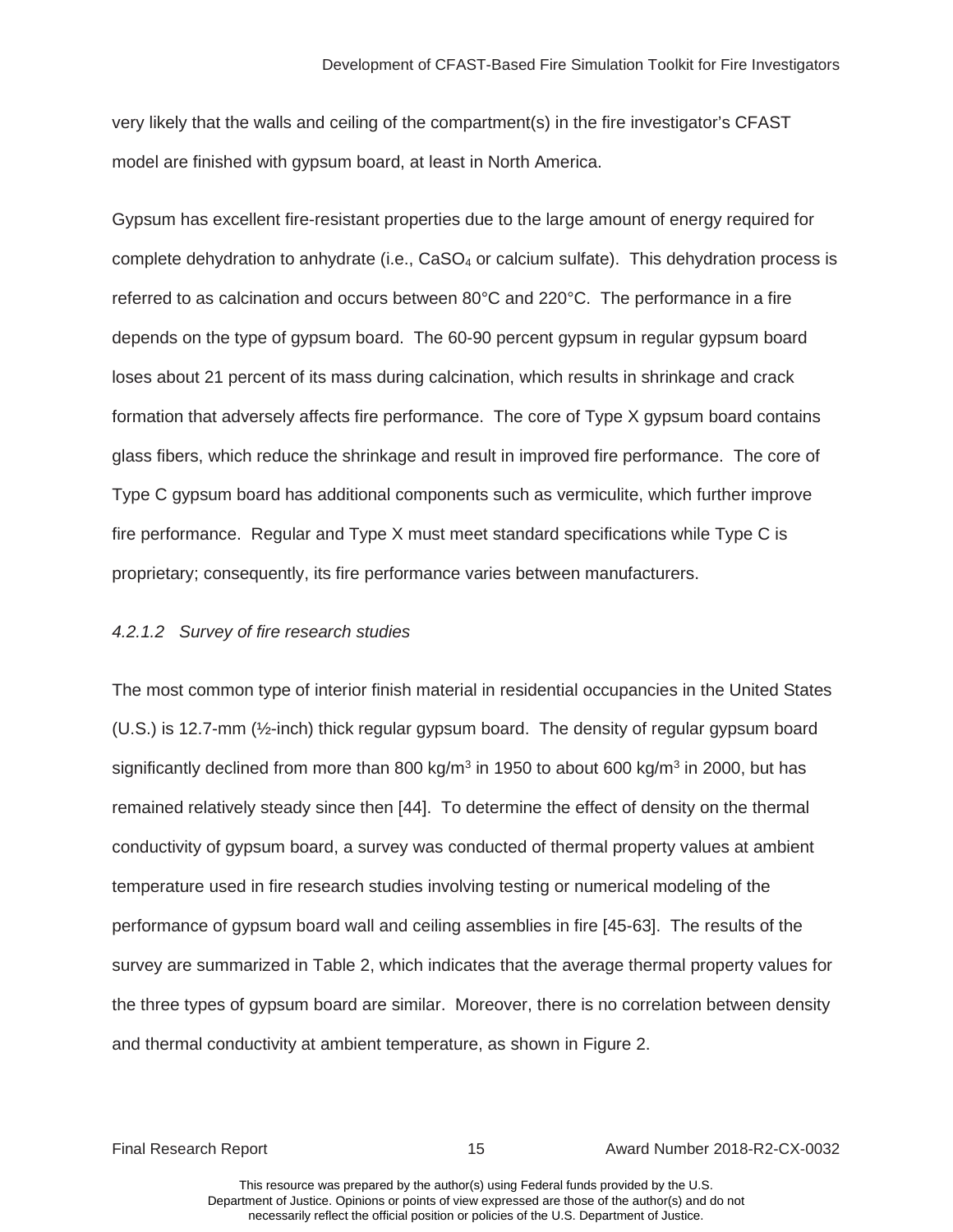very likely that the walls and ceiling of the compartment(s) in the fire investigator's CFAST model are finished with gypsum board, at least in North America.

Gypsum has excellent fire-resistant properties due to the large amount of energy required for complete dehydration to anhydrate (i.e., $CaSO_4$ or calcium sulfate). This dehydration process is referred to as calcination and occurs between 80°C and 220°C. The performance in a fire depends on the type of gypsum board. The 60-90 percent gypsum in regular gypsum board loses about 21 percent of its mass during calcination, which results in shrinkage and crack formation that adversely affects fire performance. The core of Type X gypsum board contains glass fibers, which reduce the shrinkage and result in improved fire performance. The core of Type C gypsum board has additional components such as vermiculite, which further improve fire performance. Regular and Type X must meet standard specifications while Type C is proprietary; consequently, its fire performance varies between manufacturers.

#### *4.2.1.2 Survey of fire research studies*

The most common type of interior finish material in residential occupancies in the United States (U.S.) is 12.7-mm (½-inch) thick regular gypsum board. The density of regular gypsum board significantly declined from more than 800 kg/m$^3$ in 1950 to about 600 kg/m$^3$ in 2000, but has remained relatively steady since then [44]. To determine the effect of density on the thermal conductivity of gypsum board, a survey was conducted of thermal property values at ambient temperature used in fire research studies involving testing or numerical modeling of the performance of gypsum board wall and ceiling assemblies in fire [45-63]. The results of the survey are summarized in Table 2, which indicates that the average thermal property values for the three types of gypsum board are similar. Moreover, there is no correlation between density and thermal conductivity at ambient temperature, as shown in Figure 2.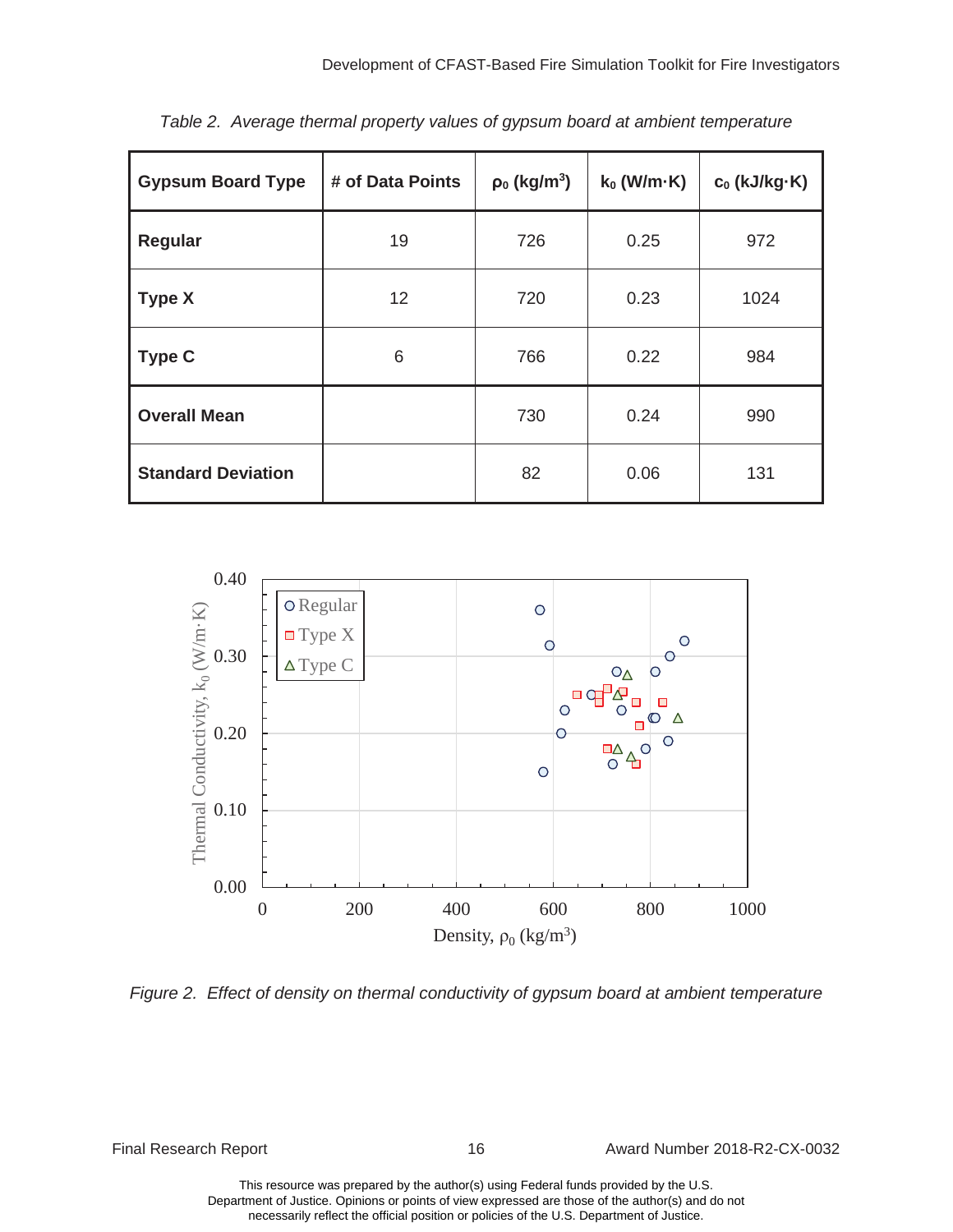*Table 2. Average thermal property values of gypsum board at ambient temperature*

| Gypsum Board Type | # of Data Points | $\rho_0$ (kg/m$^3$) | $k_0$ (W/m·K) | $c_0$ (kJ/kg·K) |
|---|---|---|---|---|
| **Regular** | 19 | 726 | 0.25 | 972 |
| **Type X** | 12 | 720 | 0.23 | 1024 |
| **Type C** | 6 | 766 | 0.22 | 984 |
| **Overall Mean** | | 730 | 0.24 | 990 |
| **Standard Deviation** | | 82 | 0.06 | 131 |

*Figure 2. Effect of density on thermal conductivity of gypsum board at ambient temperature*

This resource was prepared by the author(s) using Federal funds provided by the U.S. Department of Justice. Opinions or points of view expressed are those of the author(s) and do not necessarily reflect the official position or policies of the U.S. Department of Justice.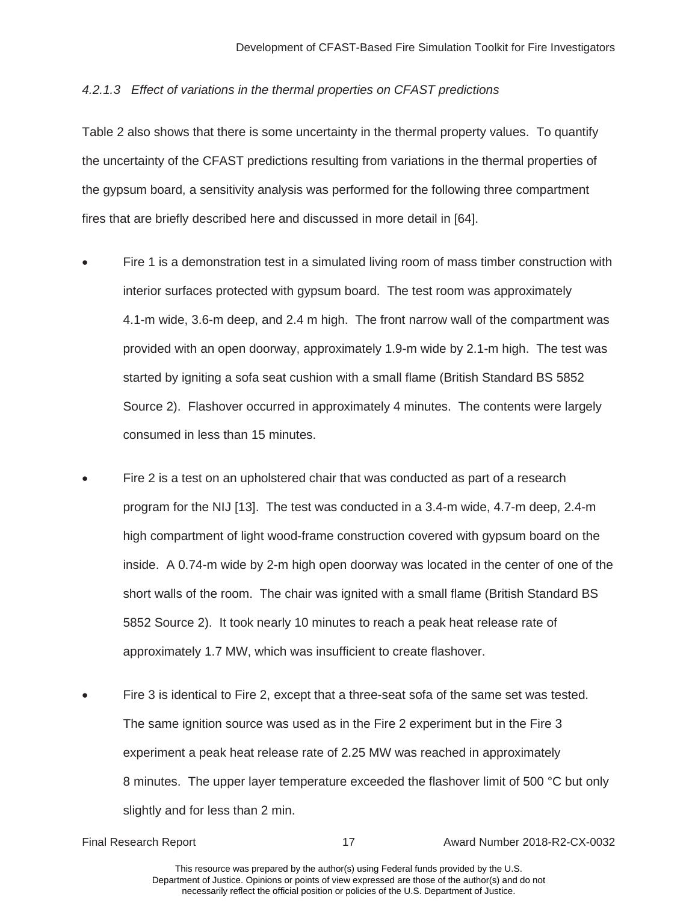#### *4.2.1.3 Effect of variations in the thermal properties on CFAST predictions*

Table 2 also shows that there is some uncertainty in the thermal property values. To quantify the uncertainty of the CFAST predictions resulting from variations in the thermal properties of the gypsum board, a sensitivity analysis was performed for the following three compartment fires that are briefly described here and discussed in more detail in [64].

- Fire 1 is a demonstration test in a simulated living room of mass timber construction with interior surfaces protected with gypsum board. The test room was approximately 4.1-m wide, 3.6-m deep, and 2.4 m high. The front narrow wall of the compartment was provided with an open doorway, approximately 1.9-m wide by 2.1-m high. The test was started by igniting a sofa seat cushion with a small flame (British Standard BS 5852 Source 2). Flashover occurred in approximately 4 minutes. The contents were largely consumed in less than 15 minutes.

- Fire 2 is a test on an upholstered chair that was conducted as part of a research program for the NIJ [13]. The test was conducted in a 3.4-m wide, 4.7-m deep, 2.4-m high compartment of light wood-frame construction covered with gypsum board on the inside. A 0.74-m wide by 2-m high open doorway was located in the center of one of the short walls of the room. The chair was ignited with a small flame (British Standard BS 5852 Source 2). It took nearly 10 minutes to reach a peak heat release rate of approximately 1.7 MW, which was insufficient to create flashover.

- Fire 3 is identical to Fire 2, except that a three-seat sofa of the same set was tested. The same ignition source was used as in the Fire 2 experiment but in the Fire 3 experiment a peak heat release rate of 2.25 MW was reached in approximately 8 minutes. The upper layer temperature exceeded the flashover limit of 500 °C but only slightly and for less than 2 min.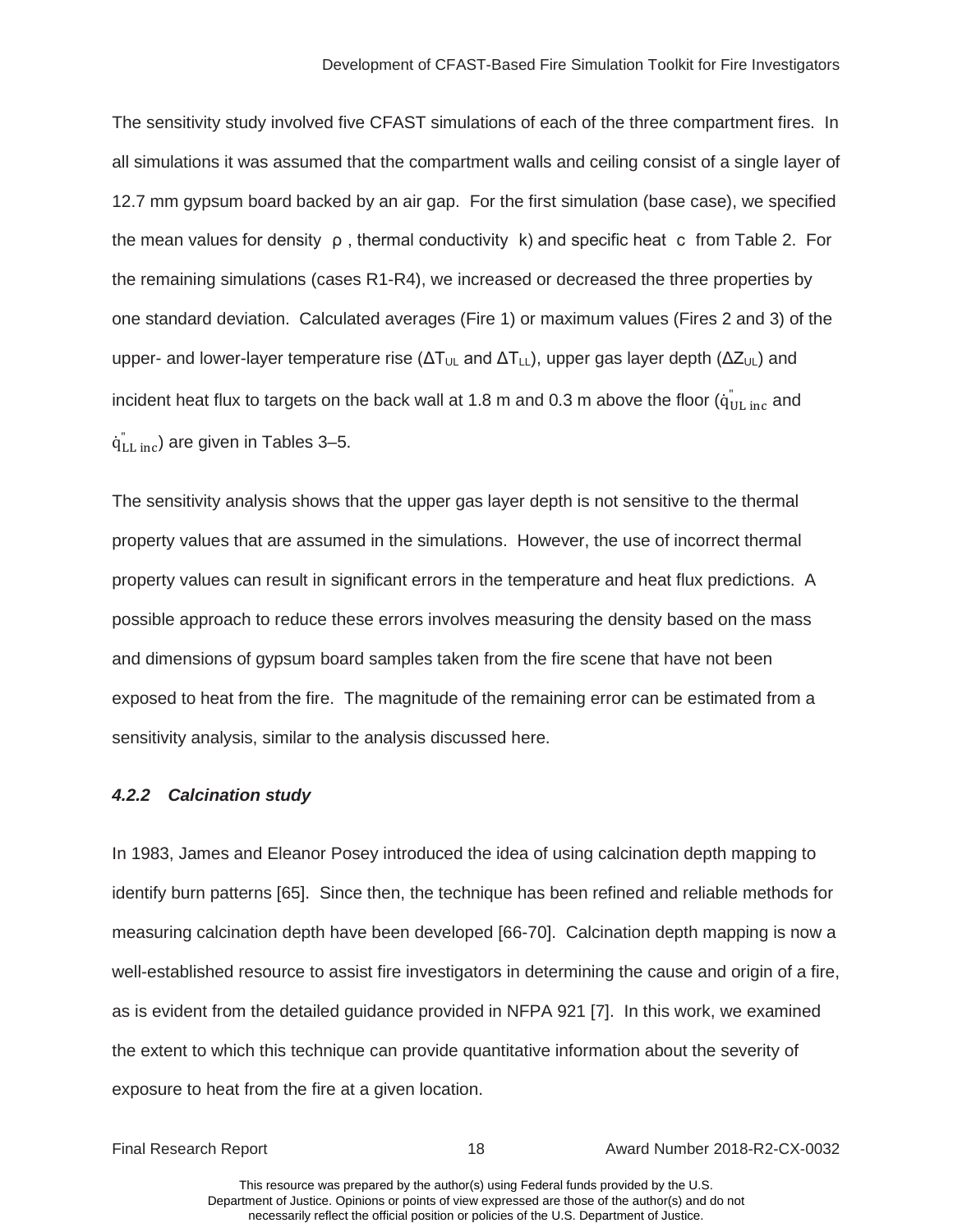The sensitivity study involved five CFAST simulations of each of the three compartment fires. In all simulations it was assumed that the compartment walls and ceiling consist of a single layer of 12.7 mm gypsum board backed by an air gap. For the first simulation (base case), we specified the mean values for density $\rho$, thermal conductivity $k$) and specific heat $c$ from Table 2. For the remaining simulations (cases R1-R4), we increased or decreased the three properties by one standard deviation. Calculated averages (Fire 1) or maximum values (Fires 2 and 3) of the upper- and lower-layer temperature rise ($\Delta T_{UL}$ and $\Delta T_{LL}$), upper gas layer depth ($\Delta Z_{UL}$) and incident heat flux to targets on the back wall at 1.8 m and 0.3 m above the floor ($\dot{q}''_{UL\,inc}$ and $\dot{q}''_{LL\,inc}$) are given in Tables 3–5.

The sensitivity analysis shows that the upper gas layer depth is not sensitive to the thermal property values that are assumed in the simulations. However, the use of incorrect thermal property values can result in significant errors in the temperature and heat flux predictions. A possible approach to reduce these errors involves measuring the density based on the mass and dimensions of gypsum board samples taken from the fire scene that have not been exposed to heat from the fire. The magnitude of the remaining error can be estimated from a sensitivity analysis, similar to the analysis discussed here.

#### *4.2.2 Calcination study*

In 1983, James and Eleanor Posey introduced the idea of using calcination depth mapping to identify burn patterns [65]. Since then, the technique has been refined and reliable methods for measuring calcination depth have been developed [66-70]. Calcination depth mapping is now a well-established resource to assist fire investigators in determining the cause and origin of a fire, as is evident from the detailed guidance provided in NFPA 921 [7]. In this work, we examined the extent to which this technique can provide quantitative information about the severity of exposure to heat from the fire at a given location.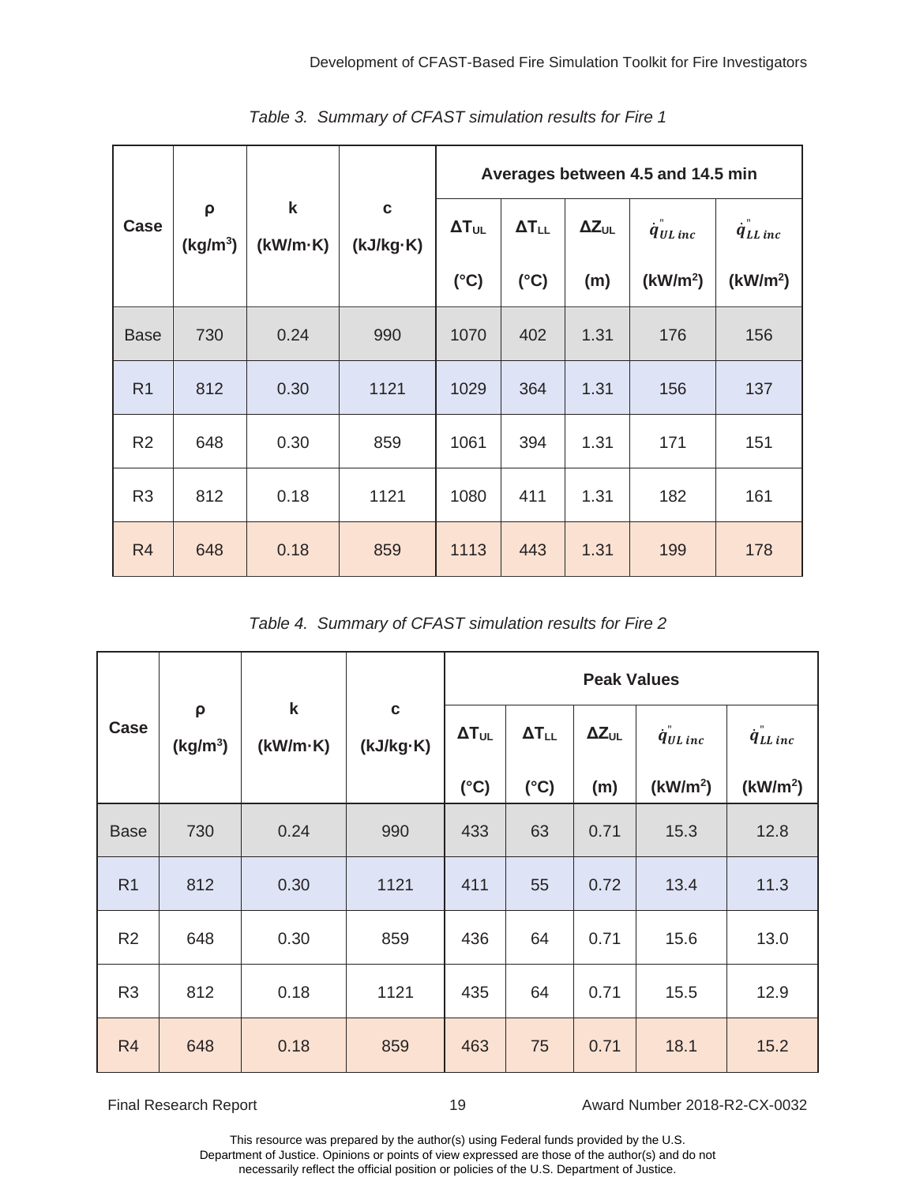*Table 3. Summary of CFAST simulation results for Fire 1*

| Case | ρ (kg/m³) | k (kW/m·K) | c (kJ/kg·K) | Averages between 4.5 and 14.5 min | | | | |
|---|---|---|---|---|---|---|---|---|
| | | | | $\Delta T_{UL}$ (°C) | $\Delta T_{LL}$ (°C) | $\Delta Z_{UL}$ (m) | $\dot{q}''_{UL\,inc}$ (kW/m²) | $\dot{q}''_{LL\,inc}$ (kW/m²) |
| Base | 730 | 0.24 | 990 | 1070 | 402 | 1.31 | 176 | 156 |
| R1 | 812 | 0.30 | 1121 | 1029 | 364 | 1.31 | 156 | 137 |
| R2 | 648 | 0.30 | 859 | 1061 | 394 | 1.31 | 171 | 151 |
| R3 | 812 | 0.18 | 1121 | 1080 | 411 | 1.31 | 182 | 161 |
| R4 | 648 | 0.18 | 859 | 1113 | 443 | 1.31 | 199 | 178 |

*Table 4. Summary of CFAST simulation results for Fire 2*

| Case | ρ (kg/m³) | k (kW/m·K) | c (kJ/kg·K) | Peak Values | | | | |
|---|---|---|---|---|---|---|---|---|
| | | | | $\Delta T_{UL}$ (°C) | $\Delta T_{LL}$ (°C) | $\Delta Z_{UL}$ (m) | $\dot{q}''_{UL\,inc}$ (kW/m²) | $\dot{q}''_{LL\,inc}$ (kW/m²) |
| Base | 730 | 0.24 | 990 | 433 | 63 | 0.71 | 15.3 | 12.8 |
| R1 | 812 | 0.30 | 1121 | 411 | 55 | 0.72 | 13.4 | 11.3 |
| R2 | 648 | 0.30 | 859 | 436 | 64 | 0.71 | 15.6 | 13.0 |
| R3 | 812 | 0.18 | 1121 | 435 | 64 | 0.71 | 15.5 | 12.9 |
| R4 | 648 | 0.18 | 859 | 463 | 75 | 0.71 | 18.1 | 15.2 |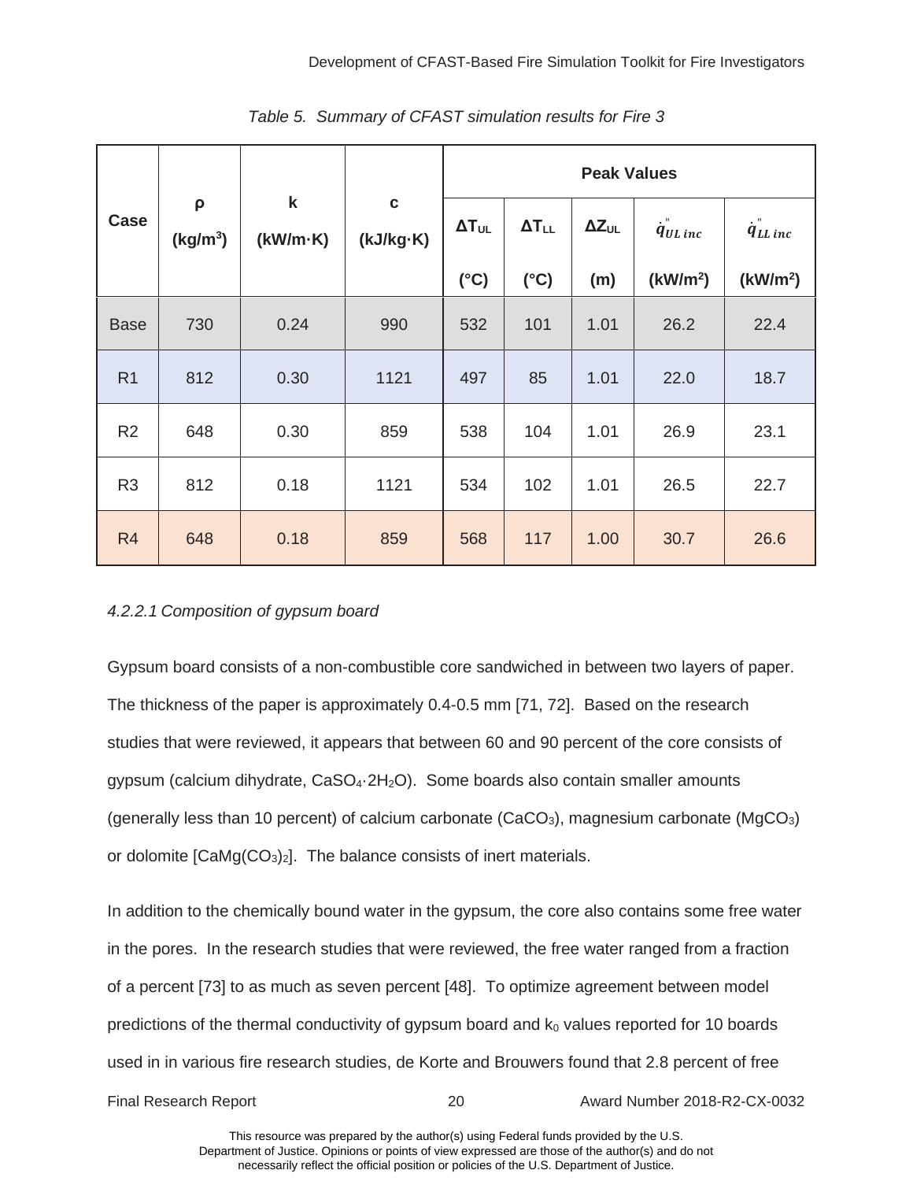*Table 5. Summary of CFAST simulation results for Fire 3*

| Case | ρ (kg/m³) | k (kW/m·K) | c (kJ/kg·K) | Peak Values | | | | |
|---|---|---|---|---|---|---|---|---|
| | | | | $\Delta T_{UL}$ (°C) | $\Delta T_{LL}$ (°C) | $\Delta Z_{UL}$ (m) | $\dot{q}''_{UL\,inc}$ (kW/m²) | $\dot{q}''_{LL\,inc}$ (kW/m²) |
| Base | 730 | 0.24 | 990 | 532 | 101 | 1.01 | 26.2 | 22.4 |
| R1 | 812 | 0.30 | 1121 | 497 | 85 | 1.01 | 22.0 | 18.7 |
| R2 | 648 | 0.30 | 859 | 538 | 104 | 1.01 | 26.9 | 23.1 |
| R3 | 812 | 0.18 | 1121 | 534 | 102 | 1.01 | 26.5 | 22.7 |
| R4 | 648 | 0.18 | 859 | 568 | 117 | 1.00 | 30.7 | 26.6 |

*4.2.2.1 Composition of gypsum board*

Gypsum board consists of a non-combustible core sandwiched in between two layers of paper. The thickness of the paper is approximately 0.4-0.5 mm [71, 72]. Based on the research studies that were reviewed, it appears that between 60 and 90 percent of the core consists of gypsum (calcium dihydrate, $CaSO_4 \cdot 2H_2O$). Some boards also contain smaller amounts (generally less than 10 percent) of calcium carbonate ($CaCO_3$), magnesium carbonate ($MgCO_3$) or dolomite [$CaMg(CO_3)_2$]. The balance consists of inert materials.

In addition to the chemically bound water in the gypsum, the core also contains some free water in the pores. In the research studies that were reviewed, the free water ranged from a fraction of a percent [73] to as much as seven percent [48]. To optimize agreement between model predictions of the thermal conductivity of gypsum board and $k_0$ values reported for 10 boards used in in various fire research studies, de Korte and Brouwers found that 2.8 percent of free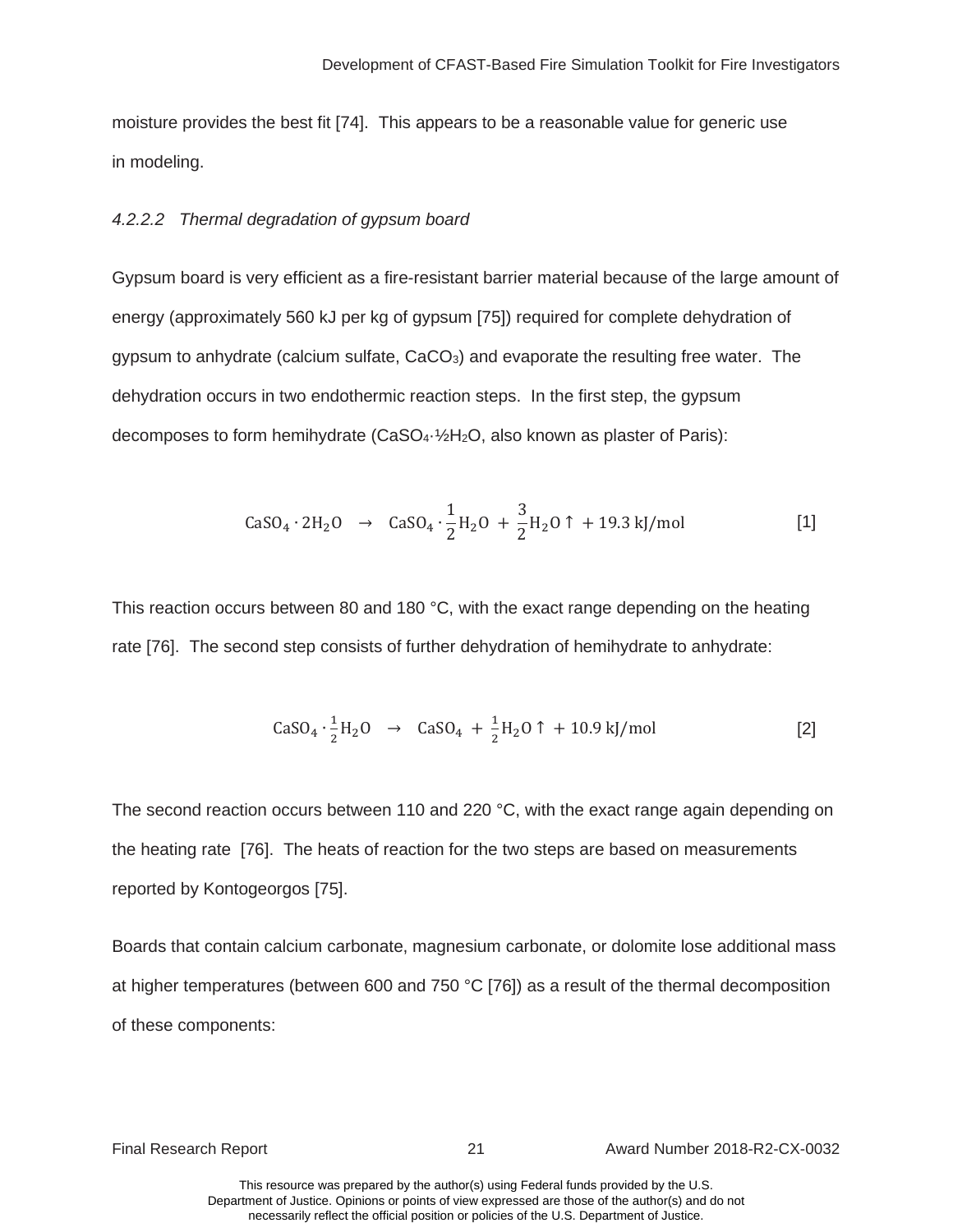moisture provides the best fit [74]. This appears to be a reasonable value for generic use in modeling.

#### *4.2.2.2 Thermal degradation of gypsum board*

Gypsum board is very efficient as a fire-resistant barrier material because of the large amount of energy (approximately 560 kJ per kg of gypsum [75]) required for complete dehydration of gypsum to anhydrate (calcium sulfate, $CaCO_3$) and evaporate the resulting free water. The dehydration occurs in two endothermic reaction steps. In the first step, the gypsum decomposes to form hemihydrate ($CaSO_4 \cdot ½H_2O$, also known as plaster of Paris):

$$\mathrm{CaSO_4 \cdot 2H_2O} \quad \rightarrow \quad \mathrm{CaSO_4 \cdot \frac{1}{2}H_2O} \; + \; \frac{3}{2}\mathrm{H_2O} \uparrow \; + 19.3\ \mathrm{kJ/mol} \qquad [1]$$

This reaction occurs between 80 and 180 °C, with the exact range depending on the heating rate [76]. The second step consists of further dehydration of hemihydrate to anhydrate:

$$\mathrm{CaSO_4 \cdot \tfrac{1}{2}H_2O} \quad \rightarrow \quad \mathrm{CaSO_4} \; + \; \tfrac{1}{2}\mathrm{H_2O} \uparrow \; + 10.9\ \mathrm{kJ/mol} \qquad [2]$$

The second reaction occurs between 110 and 220 °C, with the exact range again depending on the heating rate [76]. The heats of reaction for the two steps are based on measurements reported by Kontogeorgos [75].

Boards that contain calcium carbonate, magnesium carbonate, or dolomite lose additional mass at higher temperatures (between 600 and 750 °C [76]) as a result of the thermal decomposition of these components: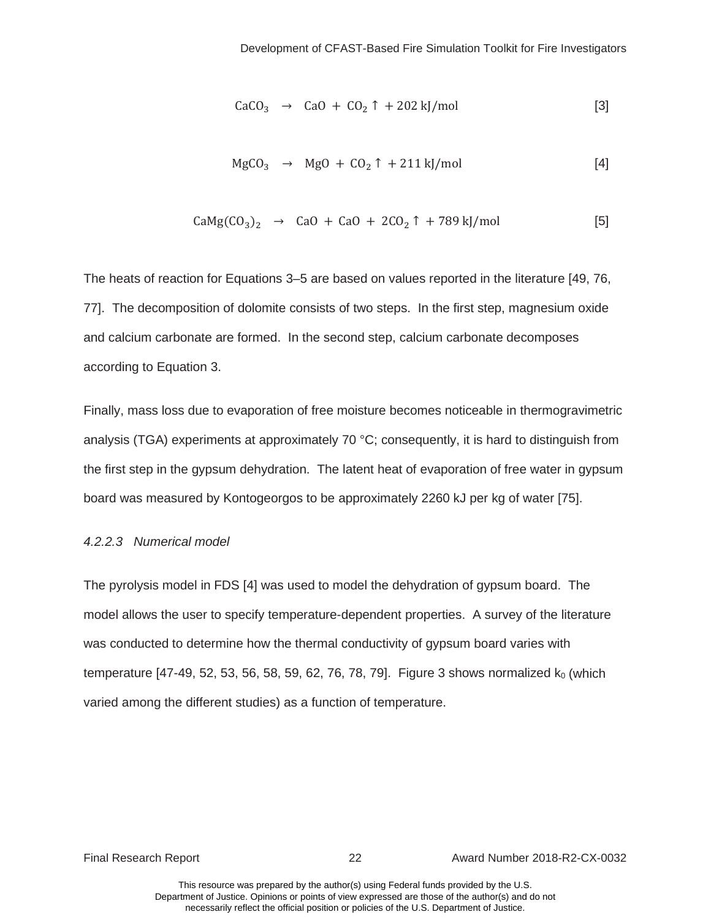$$\mathrm{CaCO_3} \quad \rightarrow \quad \mathrm{CaO} \ + \ \mathrm{CO_2} \uparrow \ + 202 \ \mathrm{kJ/mol} \qquad [3]$$

$$\mathrm{MgCO_3} \quad \rightarrow \quad \mathrm{MgO} \ + \ \mathrm{CO_2} \uparrow \ + 211 \ \mathrm{kJ/mol} \qquad [4]$$

$$\mathrm{CaMg(CO_3)_2} \quad \rightarrow \quad \mathrm{CaO} \ + \ \mathrm{CaO} \ + \ 2\mathrm{CO_2} \uparrow \ + 789 \ \mathrm{kJ/mol} \qquad [5]$$

The heats of reaction for Equations 3–5 are based on values reported in the literature [49, 76, 77]. The decomposition of dolomite consists of two steps. In the first step, magnesium oxide and calcium carbonate are formed. In the second step, calcium carbonate decomposes according to Equation 3.

Finally, mass loss due to evaporation of free moisture becomes noticeable in thermogravimetric analysis (TGA) experiments at approximately 70 °C; consequently, it is hard to distinguish from the first step in the gypsum dehydration. The latent heat of evaporation of free water in gypsum board was measured by Kontogeorgos to be approximately 2260 kJ per kg of water [75].

#### *4.2.2.3 Numerical model*

The pyrolysis model in FDS [4] was used to model the dehydration of gypsum board. The model allows the user to specify temperature-dependent properties. A survey of the literature was conducted to determine how the thermal conductivity of gypsum board varies with temperature [47-49, 52, 53, 56, 58, 59, 62, 76, 78, 79]. Figure 3 shows normalized $k_0$ (which varied among the different studies) as a function of temperature.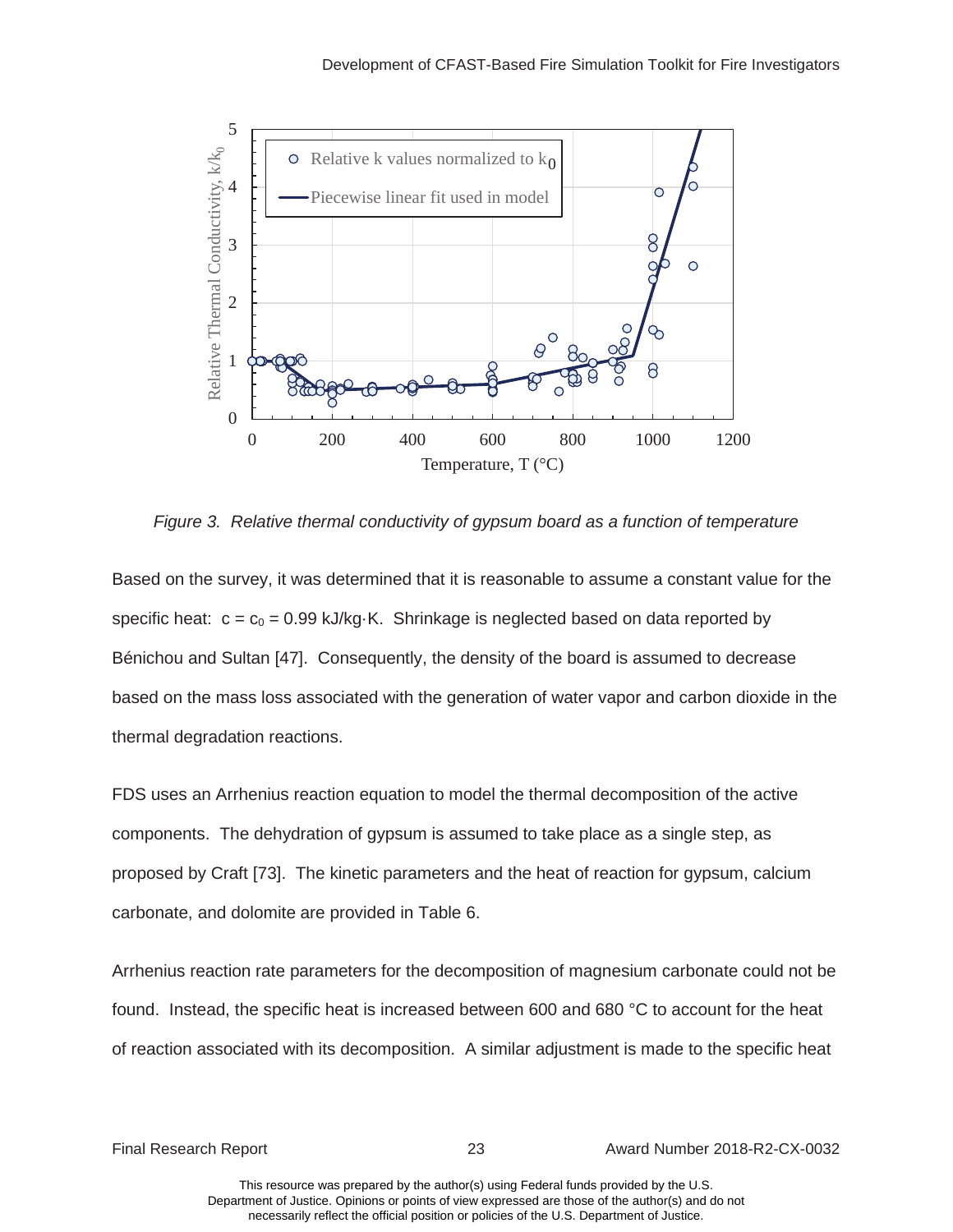*Figure 3. Relative thermal conductivity of gypsum board as a function of temperature*

Based on the survey, it was determined that it is reasonable to assume a constant value for the specific heat: $c = c_0 = 0.99$ kJ/kg·K. Shrinkage is neglected based on data reported by Bénichou and Sultan [47]. Consequently, the density of the board is assumed to decrease based on the mass loss associated with the generation of water vapor and carbon dioxide in the thermal degradation reactions.

FDS uses an Arrhenius reaction equation to model the thermal decomposition of the active components. The dehydration of gypsum is assumed to take place as a single step, as proposed by Craft [73]. The kinetic parameters and the heat of reaction for gypsum, calcium carbonate, and dolomite are provided in Table 6.

Arrhenius reaction rate parameters for the decomposition of magnesium carbonate could not be found. Instead, the specific heat is increased between 600 and 680 °C to account for the heat of reaction associated with its decomposition. A similar adjustment is made to the specific heat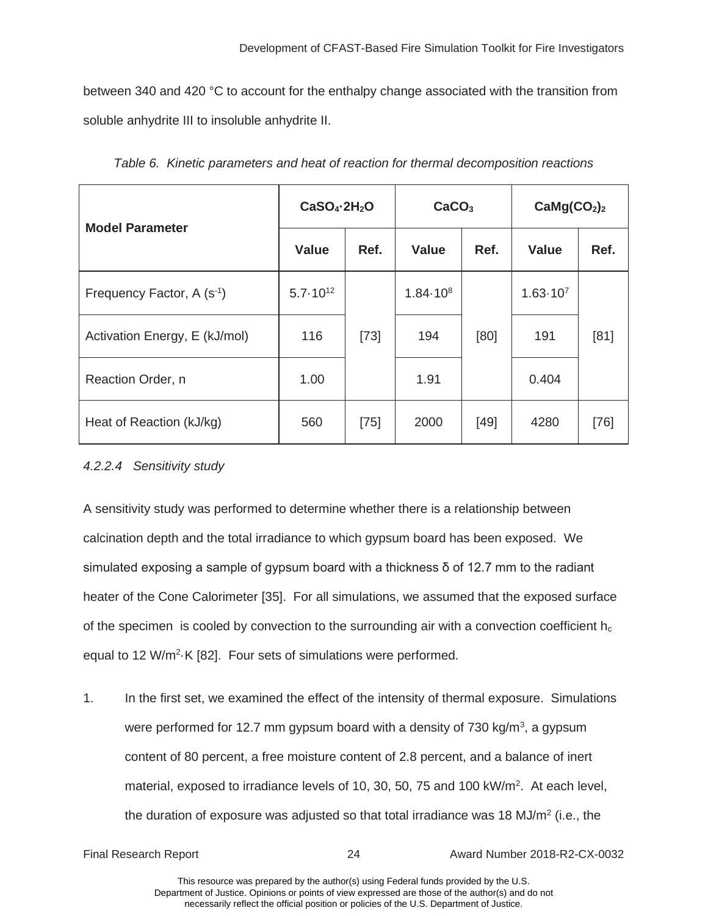between 340 and 420 °C to account for the enthalpy change associated with the transition from soluble anhydrite III to insoluble anhydrite II.

*Table 6. Kinetic parameters and heat of reaction for thermal decomposition reactions*

| Model Parameter | $CaSO_4{\cdot}2H_2O$ | | $CaCO_3$ | | $CaMg(CO_2)_2$ | |
|---|---|---|---|---|---|---|
| | **Value** | **Ref.** | **Value** | **Ref.** | **Value** | **Ref.** |
| Frequency Factor, A ($s^{-1}$) | $5.7{\cdot}10^{12}$ | [73] | $1.84{\cdot}10^{8}$ | [80] | $1.63{\cdot}10^{7}$ | [81] |
| Activation Energy, E (kJ/mol) | 116 | [73] | 194 | [80] | 191 | [81] |
| Reaction Order, n | 1.00 | [73] | 1.91 | [80] | 0.404 | [81] |
| Heat of Reaction (kJ/kg) | 560 | [75] | 2000 | [49] | 4280 | [76] |

#### *4.2.2.4 Sensitivity study*

A sensitivity study was performed to determine whether there is a relationship between calcination depth and the total irradiance to which gypsum board has been exposed. We simulated exposing a sample of gypsum board with a thickness δ of 12.7 mm to the radiant heater of the Cone Calorimeter [35]. For all simulations, we assumed that the exposed surface of the specimen is cooled by convection to the surrounding air with a convection coefficient $h_c$ equal to 12 $W/m^2{\cdot}K$ [82]. Four sets of simulations were performed.

1. In the first set, we examined the effect of the intensity of thermal exposure. Simulations were performed for 12.7 mm gypsum board with a density of 730 $kg/m^3$, a gypsum content of 80 percent, a free moisture content of 2.8 percent, and a balance of inert material, exposed to irradiance levels of 10, 30, 50, 75 and 100 $kW/m^2$. At each level, the duration of exposure was adjusted so that total irradiance was 18 $MJ/m^2$ (i.e., the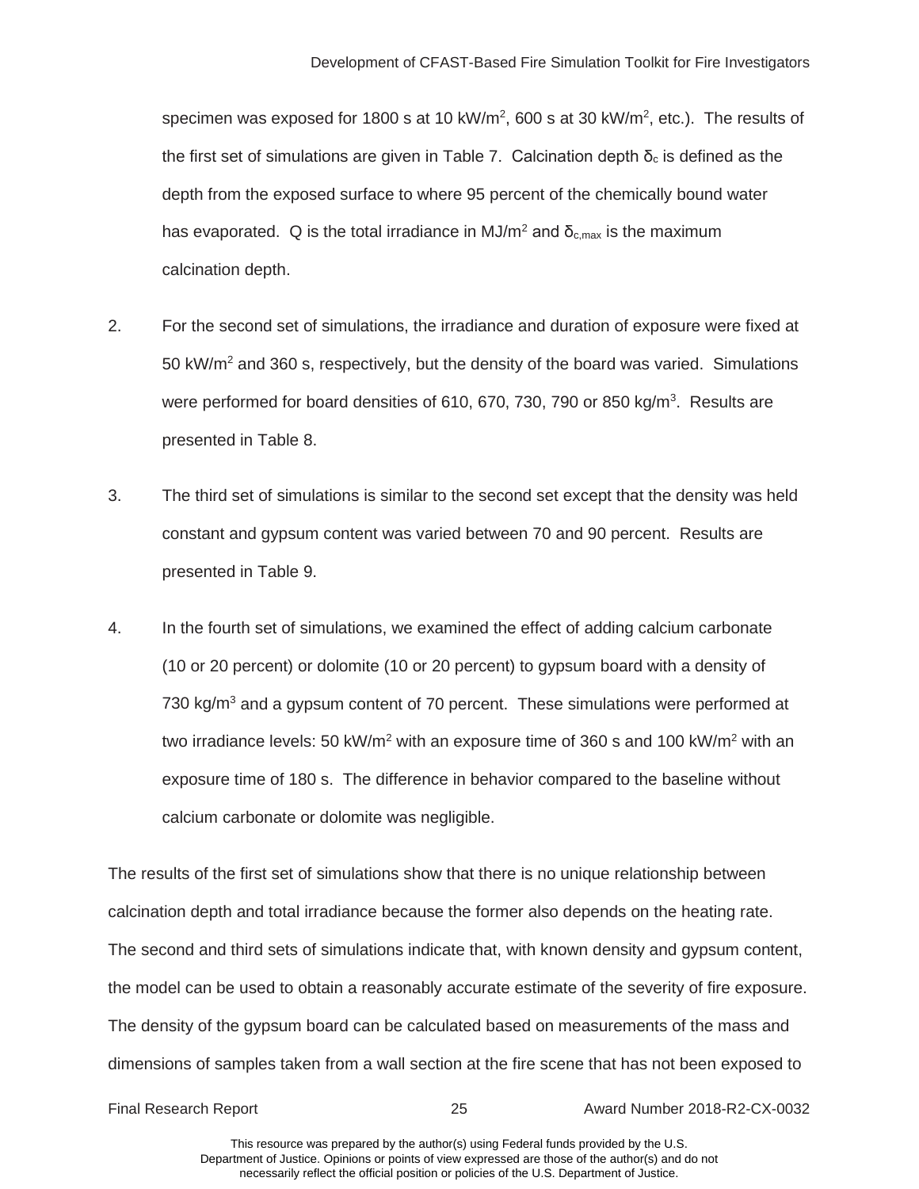specimen was exposed for 1800 s at 10 kW/m$^2$, 600 s at 30 kW/m$^2$, etc.). The results of the first set of simulations are given in Table 7. Calcination depth $\delta_c$ is defined as the depth from the exposed surface to where 95 percent of the chemically bound water has evaporated. Q is the total irradiance in MJ/m$^2$ and $\delta_{c,max}$ is the maximum calcination depth.

2. For the second set of simulations, the irradiance and duration of exposure were fixed at 50 kW/m$^2$ and 360 s, respectively, but the density of the board was varied. Simulations were performed for board densities of 610, 670, 730, 790 or 850 kg/m$^3$. Results are presented in Table 8.

3. The third set of simulations is similar to the second set except that the density was held constant and gypsum content was varied between 70 and 90 percent. Results are presented in Table 9.

4. In the fourth set of simulations, we examined the effect of adding calcium carbonate (10 or 20 percent) or dolomite (10 or 20 percent) to gypsum board with a density of 730 kg/m$^3$ and a gypsum content of 70 percent. These simulations were performed at two irradiance levels: 50 kW/m$^2$ with an exposure time of 360 s and 100 kW/m$^2$ with an exposure time of 180 s. The difference in behavior compared to the baseline without calcium carbonate or dolomite was negligible.

The results of the first set of simulations show that there is no unique relationship between calcination depth and total irradiance because the former also depends on the heating rate. The second and third sets of simulations indicate that, with known density and gypsum content, the model can be used to obtain a reasonably accurate estimate of the severity of fire exposure. The density of the gypsum board can be calculated based on measurements of the mass and dimensions of samples taken from a wall section at the fire scene that has not been exposed to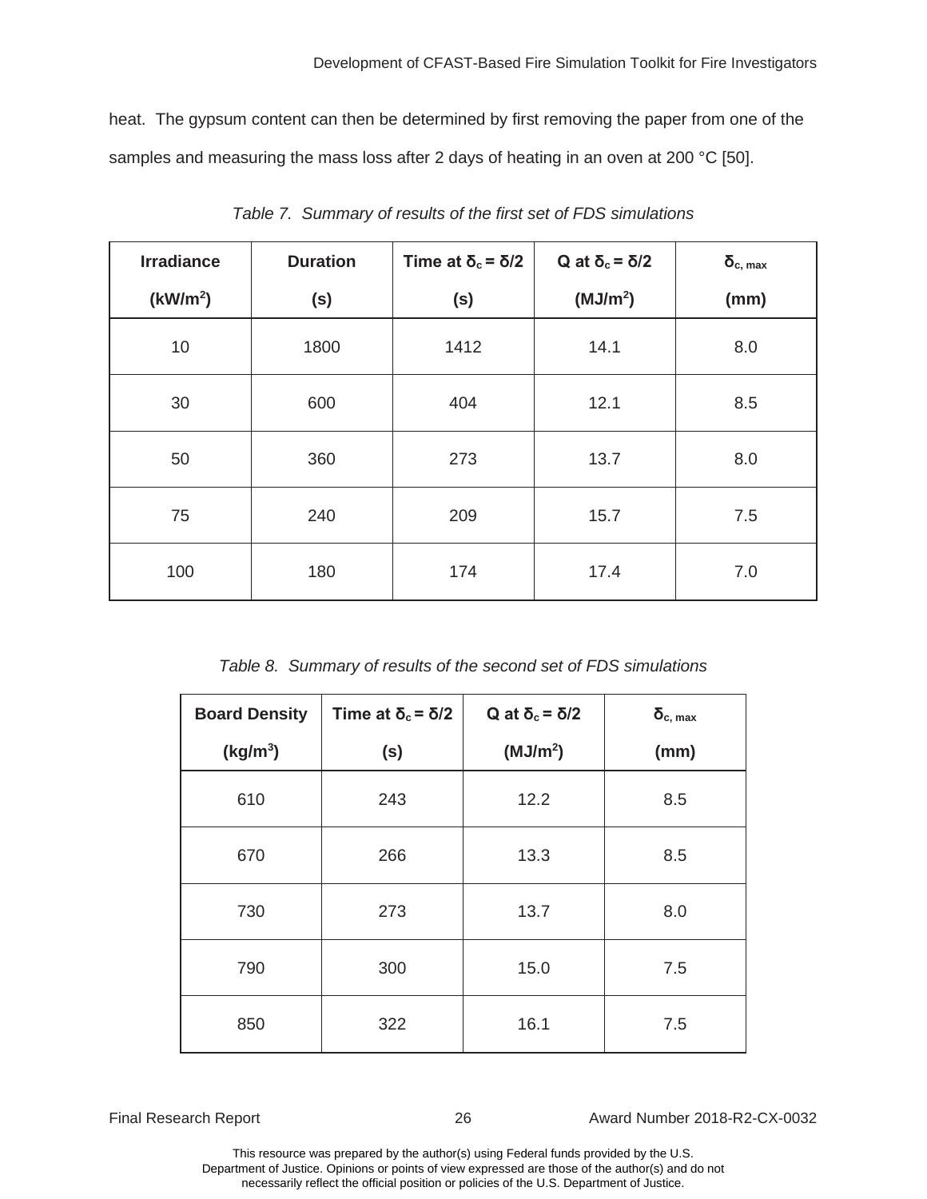heat. The gypsum content can then be determined by first removing the paper from one of the samples and measuring the mass loss after 2 days of heating in an oven at 200 °C [50].

*Table 7. Summary of results of the first set of FDS simulations*

| Irradiance ($kW/m^2$) | Duration (s) | Time at $\delta_c = \delta/2$ (s) | Q at $\delta_c = \delta/2$ ($MJ/m^2$) | $\delta_{c,\,max}$ (mm) |
|---|---|---|---|---|
| 10 | 1800 | 1412 | 14.1 | 8.0 |
| 30 | 600 | 404 | 12.1 | 8.5 |
| 50 | 360 | 273 | 13.7 | 8.0 |
| 75 | 240 | 209 | 15.7 | 7.5 |
| 100 | 180 | 174 | 17.4 | 7.0 |

*Table 8. Summary of results of the second set of FDS simulations*

| Board Density ($kg/m^3$) | Time at $\delta_c = \delta/2$ (s) | Q at $\delta_c = \delta/2$ ($MJ/m^2$) | $\delta_{c,\,max}$ (mm) |
|---|---|---|---|
| 610 | 243 | 12.2 | 8.5 |
| 670 | 266 | 13.3 | 8.5 |
| 730 | 273 | 13.7 | 8.0 |
| 790 | 300 | 15.0 | 7.5 |
| 850 | 322 | 16.1 | 7.5 |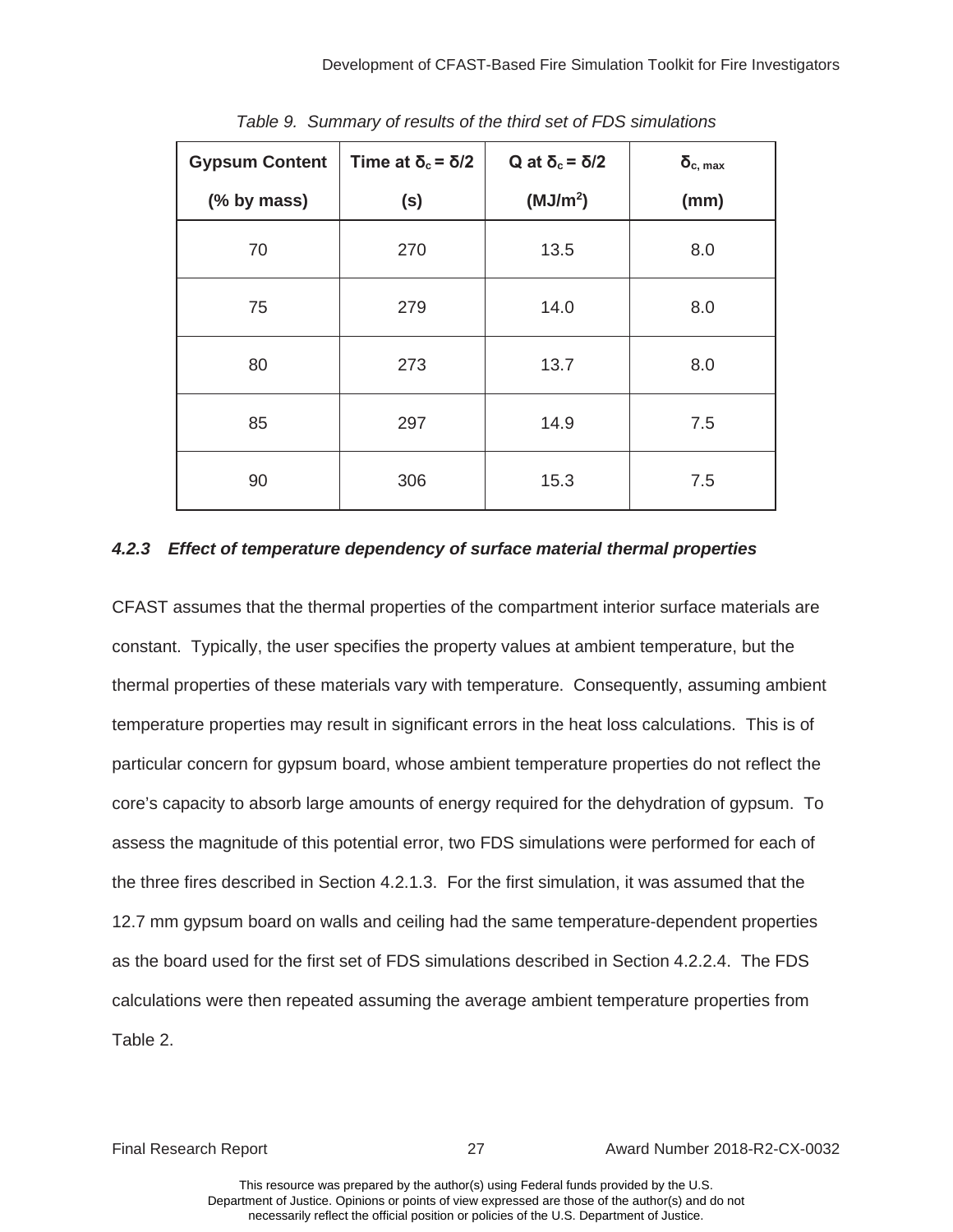*Table 9. Summary of results of the third set of FDS simulations*

| Gypsum Content (% by mass) | Time at $\delta_c = \delta/2$ (s) | Q at $\delta_c = \delta/2$ (MJ/m$^2$) | $\delta_{c,\,max}$ (mm) |
|---|---|---|---|
| 70 | 270 | 13.5 | 8.0 |
| 75 | 279 | 14.0 | 8.0 |
| 80 | 273 | 13.7 | 8.0 |
| 85 | 297 | 14.9 | 7.5 |
| 90 | 306 | 15.3 | 7.5 |

#### *4.2.3 Effect of temperature dependency of surface material thermal properties*

CFAST assumes that the thermal properties of the compartment interior surface materials are constant. Typically, the user specifies the property values at ambient temperature, but the thermal properties of these materials vary with temperature. Consequently, assuming ambient temperature properties may result in significant errors in the heat loss calculations. This is of particular concern for gypsum board, whose ambient temperature properties do not reflect the core's capacity to absorb large amounts of energy required for the dehydration of gypsum. To assess the magnitude of this potential error, two FDS simulations were performed for each of the three fires described in Section 4.2.1.3. For the first simulation, it was assumed that the 12.7 mm gypsum board on walls and ceiling had the same temperature-dependent properties as the board used for the first set of FDS simulations described in Section 4.2.2.4. The FDS calculations were then repeated assuming the average ambient temperature properties from Table 2.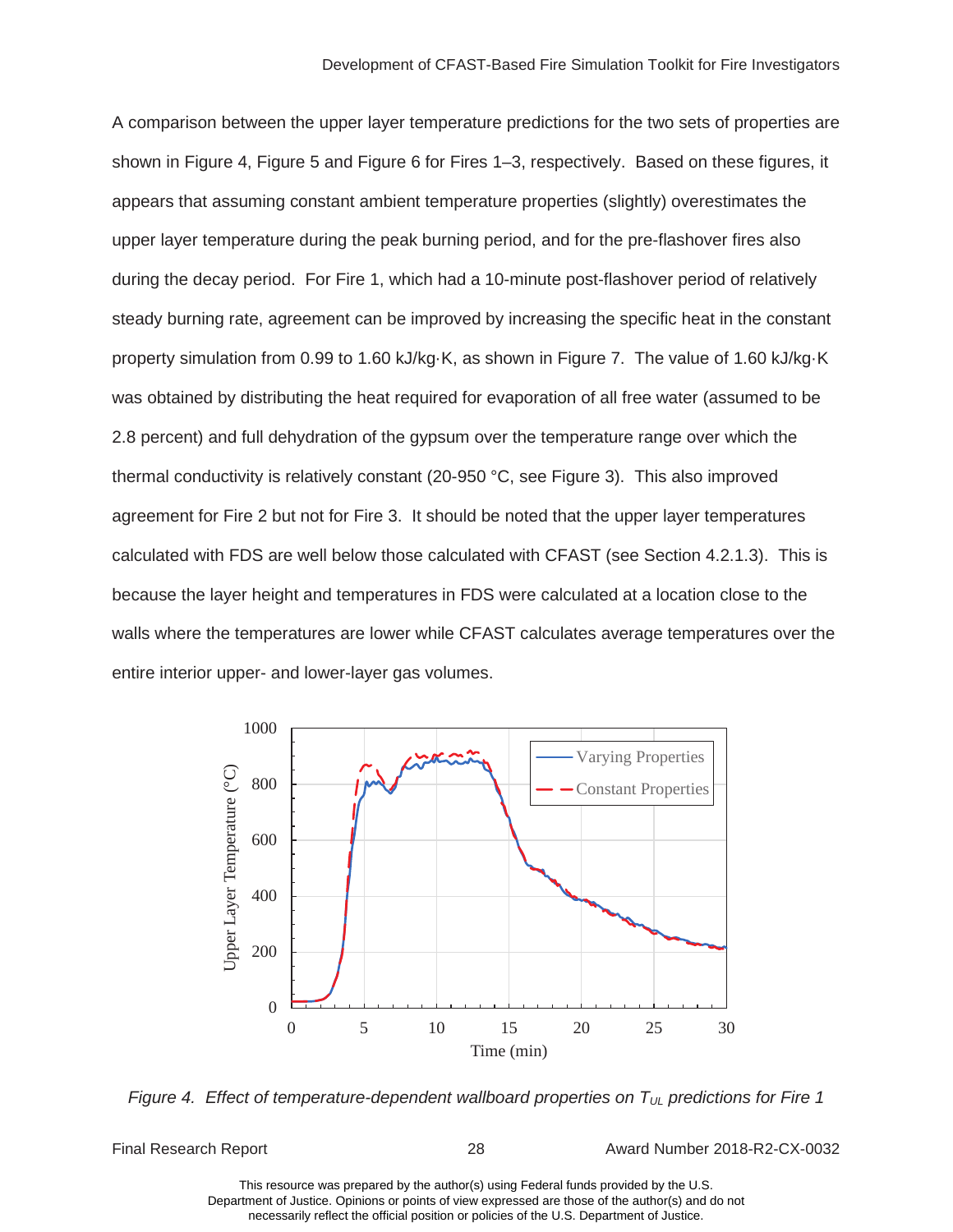A comparison between the upper layer temperature predictions for the two sets of properties are shown in Figure 4, Figure 5 and Figure 6 for Fires 1–3, respectively. Based on these figures, it appears that assuming constant ambient temperature properties (slightly) overestimates the upper layer temperature during the peak burning period, and for the pre-flashover fires also during the decay period. For Fire 1, which had a 10-minute post-flashover period of relatively steady burning rate, agreement can be improved by increasing the specific heat in the constant property simulation from 0.99 to 1.60 kJ/kg·K, as shown in Figure 7. The value of 1.60 kJ/kg·K was obtained by distributing the heat required for evaporation of all free water (assumed to be 2.8 percent) and full dehydration of the gypsum over the temperature range over which the thermal conductivity is relatively constant (20-950 °C, see Figure 3). This also improved agreement for Fire 2 but not for Fire 3. It should be noted that the upper layer temperatures calculated with FDS are well below those calculated with CFAST (see Section 4.2.1.3). This is because the layer height and temperatures in FDS were calculated at a location close to the walls where the temperatures are lower while CFAST calculates average temperatures over the entire interior upper- and lower-layer gas volumes.

*Figure 4. Effect of temperature-dependent wallboard properties on $T_{UL}$ predictions for Fire 1*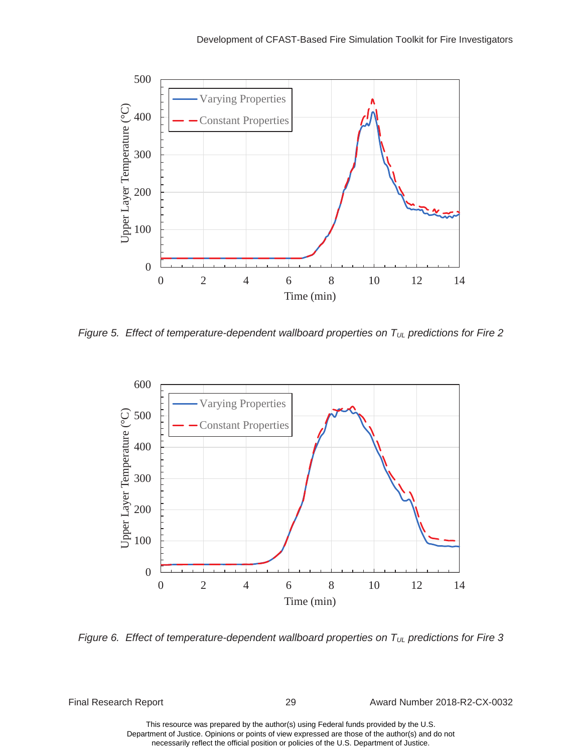*Figure 5. Effect of temperature-dependent wallboard properties on $T_{UL}$ predictions for Fire 2*

*Figure 6. Effect of temperature-dependent wallboard properties on $T_{UL}$ predictions for Fire 3*

This resource was prepared by the author(s) using Federal funds provided by the U.S. Department of Justice. Opinions or points of view expressed are those of the author(s) and do not necessarily reflect the official position or policies of the U.S. Department of Justice.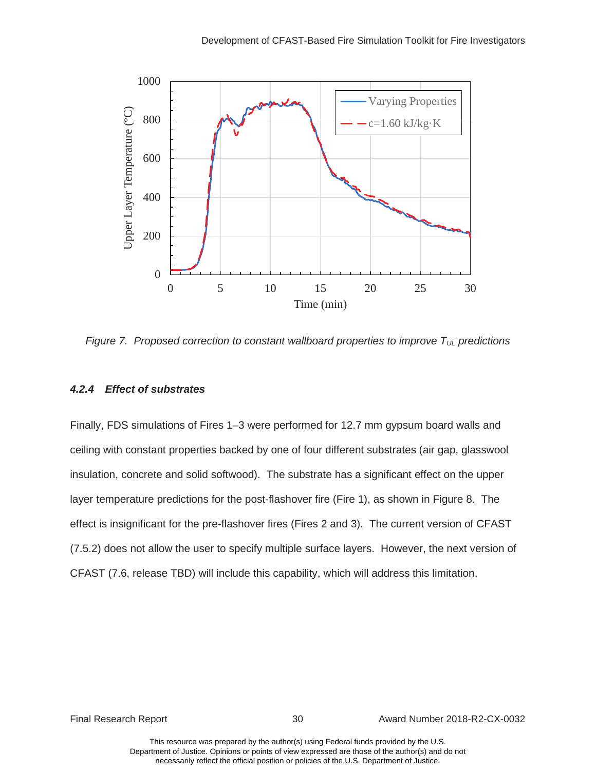*Figure 7. Proposed correction to constant wallboard properties to improve $T_{UL}$ predictions*

#### *4.2.4 Effect of substrates*

Finally, FDS simulations of Fires 1–3 were performed for 12.7 mm gypsum board walls and ceiling with constant properties backed by one of four different substrates (air gap, glasswool insulation, concrete and solid softwood). The substrate has a significant effect on the upper layer temperature predictions for the post-flashover fire (Fire 1), as shown in Figure 8. The effect is insignificant for the pre-flashover fires (Fires 2 and 3). The current version of CFAST (7.5.2) does not allow the user to specify multiple surface layers. However, the next version of CFAST (7.6, release TBD) will include this capability, which will address this limitation.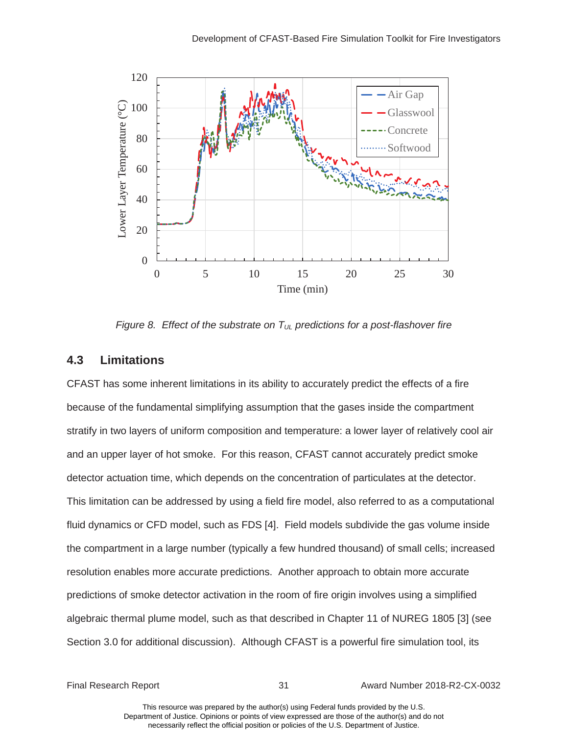*Figure 8. Effect of the substrate on $T_{UL}$ predictions for a post-flashover fire*

### 4.3 Limitations

CFAST has some inherent limitations in its ability to accurately predict the effects of a fire because of the fundamental simplifying assumption that the gases inside the compartment stratify in two layers of uniform composition and temperature: a lower layer of relatively cool air and an upper layer of hot smoke. For this reason, CFAST cannot accurately predict smoke detector actuation time, which depends on the concentration of particulates at the detector. This limitation can be addressed by using a field fire model, also referred to as a computational fluid dynamics or CFD model, such as FDS [4]. Field models subdivide the gas volume inside the compartment in a large number (typically a few hundred thousand) of small cells; increased resolution enables more accurate predictions. Another approach to obtain more accurate predictions of smoke detector activation in the room of fire origin involves using a simplified algebraic thermal plume model, such as that described in Chapter 11 of NUREG 1805 [3] (see Section 3.0 for additional discussion). Although CFAST is a powerful fire simulation tool, its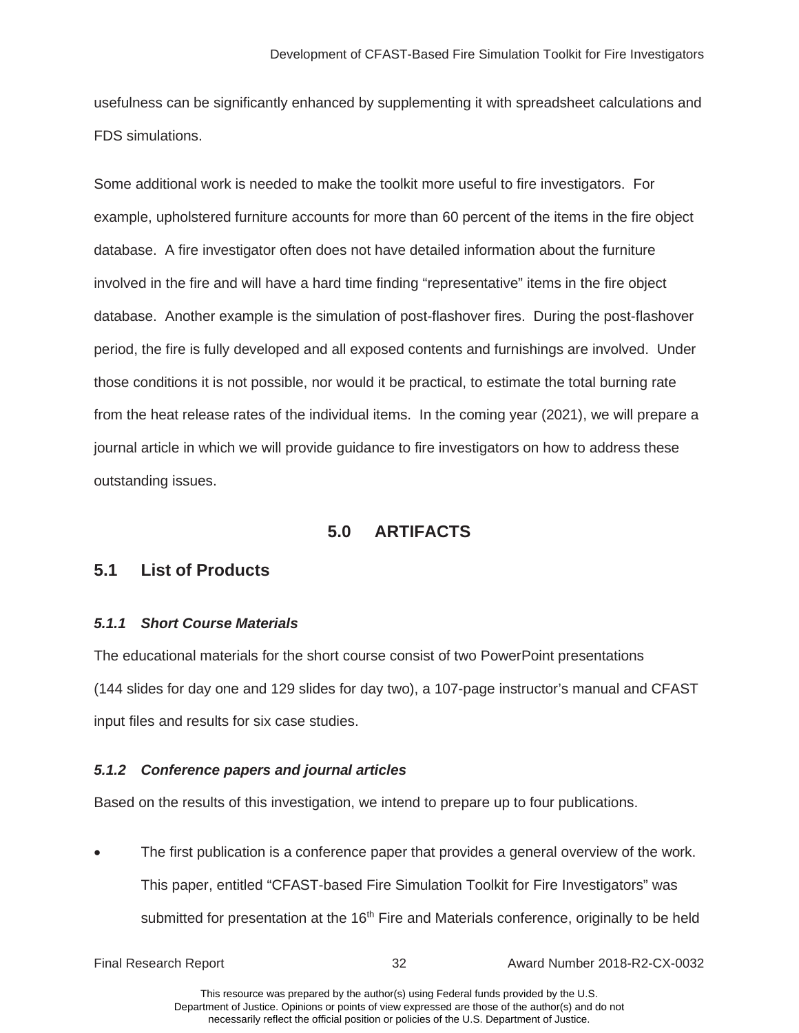usefulness can be significantly enhanced by supplementing it with spreadsheet calculations and FDS simulations.

Some additional work is needed to make the toolkit more useful to fire investigators. For example, upholstered furniture accounts for more than 60 percent of the items in the fire object database. A fire investigator often does not have detailed information about the furniture involved in the fire and will have a hard time finding "representative" items in the fire object database. Another example is the simulation of post-flashover fires. During the post-flashover period, the fire is fully developed and all exposed contents and furnishings are involved. Under those conditions it is not possible, nor would it be practical, to estimate the total burning rate from the heat release rates of the individual items. In the coming year (2021), we will prepare a journal article in which we will provide guidance to fire investigators on how to address these outstanding issues.

# 5.0 ARTIFACTS

## 5.1 List of Products

### *5.1.1 Short Course Materials*

The educational materials for the short course consist of two PowerPoint presentations (144 slides for day one and 129 slides for day two), a 107-page instructor's manual and CFAST input files and results for six case studies.

### *5.1.2 Conference papers and journal articles*

Based on the results of this investigation, we intend to prepare up to four publications.

- The first publication is a conference paper that provides a general overview of the work. This paper, entitled "CFAST-based Fire Simulation Toolkit for Fire Investigators" was submitted for presentation at the 16th Fire and Materials conference, originally to be held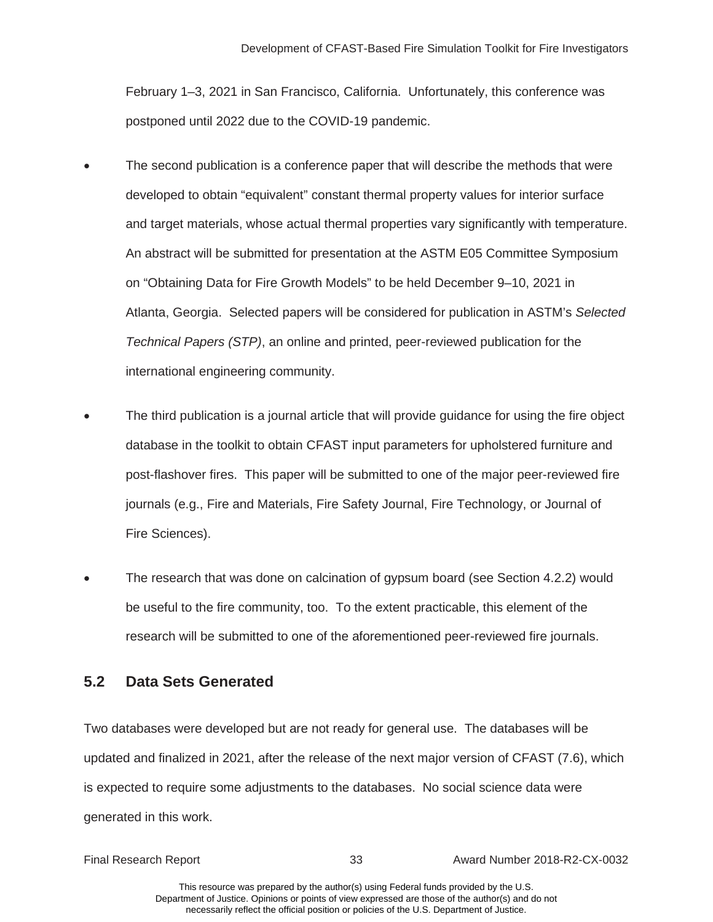February 1–3, 2021 in San Francisco, California. Unfortunately, this conference was postponed until 2022 due to the COVID-19 pandemic.

- The second publication is a conference paper that will describe the methods that were developed to obtain "equivalent" constant thermal property values for interior surface and target materials, whose actual thermal properties vary significantly with temperature. An abstract will be submitted for presentation at the ASTM E05 Committee Symposium on "Obtaining Data for Fire Growth Models" to be held December 9–10, 2021 in Atlanta, Georgia. Selected papers will be considered for publication in ASTM's *Selected Technical Papers (STP)*, an online and printed, peer-reviewed publication for the international engineering community.

- The third publication is a journal article that will provide guidance for using the fire object database in the toolkit to obtain CFAST input parameters for upholstered furniture and post-flashover fires. This paper will be submitted to one of the major peer-reviewed fire journals (e.g., Fire and Materials, Fire Safety Journal, Fire Technology, or Journal of Fire Sciences).

- The research that was done on calcination of gypsum board (see Section 4.2.2) would be useful to the fire community, too. To the extent practicable, this element of the research will be submitted to one of the aforementioned peer-reviewed fire journals.

## 5.2 Data Sets Generated

Two databases were developed but are not ready for general use. The databases will be updated and finalized in 2021, after the release of the next major version of CFAST (7.6), which is expected to require some adjustments to the databases. No social science data were generated in this work.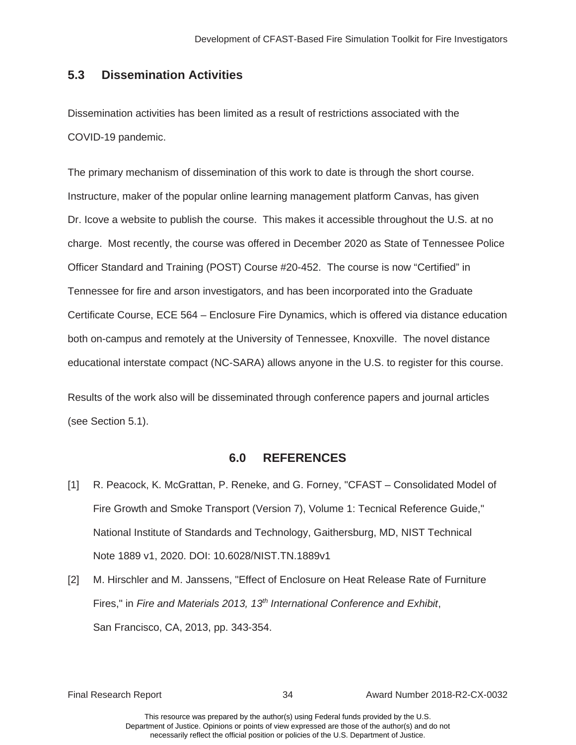## 5.3 Dissemination Activities

Dissemination activities has been limited as a result of restrictions associated with the COVID-19 pandemic.

The primary mechanism of dissemination of this work to date is through the short course. Instructure, maker of the popular online learning management platform Canvas, has given Dr. Icove a website to publish the course. This makes it accessible throughout the U.S. at no charge. Most recently, the course was offered in December 2020 as State of Tennessee Police Officer Standard and Training (POST) Course #20-452. The course is now "Certified" in Tennessee for fire and arson investigators, and has been incorporated into the Graduate Certificate Course, ECE 564 – Enclosure Fire Dynamics, which is offered via distance education both on-campus and remotely at the University of Tennessee, Knoxville. The novel distance educational interstate compact (NC-SARA) allows anyone in the U.S. to register for this course.

Results of the work also will be disseminated through conference papers and journal articles (see Section 5.1).

# 6.0 REFERENCES

[1] R. Peacock, K. McGrattan, P. Reneke, and G. Forney, "CFAST – Consolidated Model of Fire Growth and Smoke Transport (Version 7), Volume 1: Tecnical Reference Guide," National Institute of Standards and Technology, Gaithersburg, MD, NIST Technical Note 1889 v1, 2020. DOI: 10.6028/NIST.TN.1889v1

[2] M. Hirschler and M. Janssens, "Effect of Enclosure on Heat Release Rate of Furniture Fires," in *Fire and Materials 2013, 13th International Conference and Exhibit*, San Francisco, CA, 2013, pp. 343-354.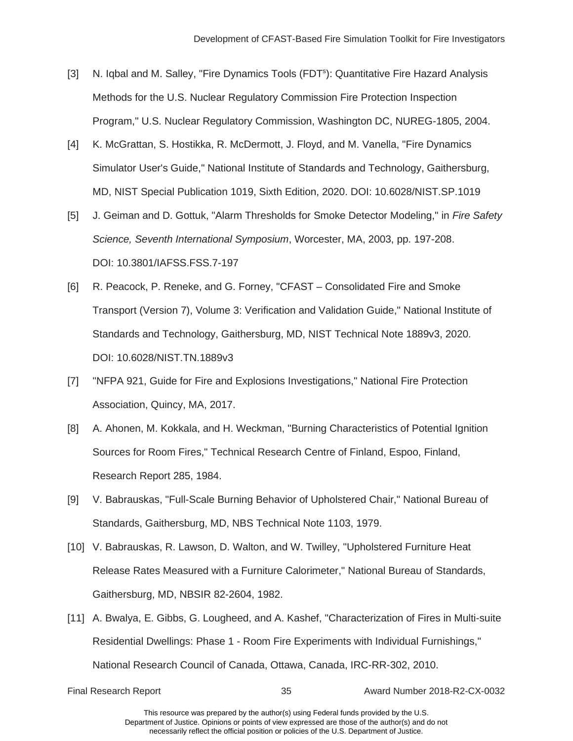[3] N. Iqbal and M. Salley, "Fire Dynamics Tools (FDT[s]): Quantitative Fire Hazard Analysis Methods for the U.S. Nuclear Regulatory Commission Fire Protection Inspection Program," U.S. Nuclear Regulatory Commission, Washington DC, NUREG-1805, 2004.

[4] K. McGrattan, S. Hostikka, R. McDermott, J. Floyd, and M. Vanella, "Fire Dynamics Simulator User's Guide," National Institute of Standards and Technology, Gaithersburg, MD, NIST Special Publication 1019, Sixth Edition, 2020. DOI: 10.6028/NIST.SP.1019

[5] J. Geiman and D. Gottuk, "Alarm Thresholds for Smoke Detector Modeling," in *Fire Safety Science, Seventh International Symposium*, Worcester, MA, 2003, pp. 197-208. DOI: 10.3801/IAFSS.FSS.7-197

[6] R. Peacock, P. Reneke, and G. Forney, "CFAST – Consolidated Fire and Smoke Transport (Version 7), Volume 3: Verification and Validation Guide," National Institute of Standards and Technology, Gaithersburg, MD, NIST Technical Note 1889v3, 2020. DOI: 10.6028/NIST.TN.1889v3

[7] "NFPA 921, Guide for Fire and Explosions Investigations," National Fire Protection Association, Quincy, MA, 2017.

[8] A. Ahonen, M. Kokkala, and H. Weckman, "Burning Characteristics of Potential Ignition Sources for Room Fires," Technical Research Centre of Finland, Espoo, Finland, Research Report 285, 1984.

[9] V. Babrauskas, "Full-Scale Burning Behavior of Upholstered Chair," National Bureau of Standards, Gaithersburg, MD, NBS Technical Note 1103, 1979.

[10] V. Babrauskas, R. Lawson, D. Walton, and W. Twilley, "Upholstered Furniture Heat Release Rates Measured with a Furniture Calorimeter," National Bureau of Standards, Gaithersburg, MD, NBSIR 82-2604, 1982.

[11] A. Bwalya, E. Gibbs, G. Lougheed, and A. Kashef, "Characterization of Fires in Multi-suite Residential Dwellings: Phase 1 - Room Fire Experiments with Individual Furnishings," National Research Council of Canada, Ottawa, Canada, IRC-RR-302, 2010.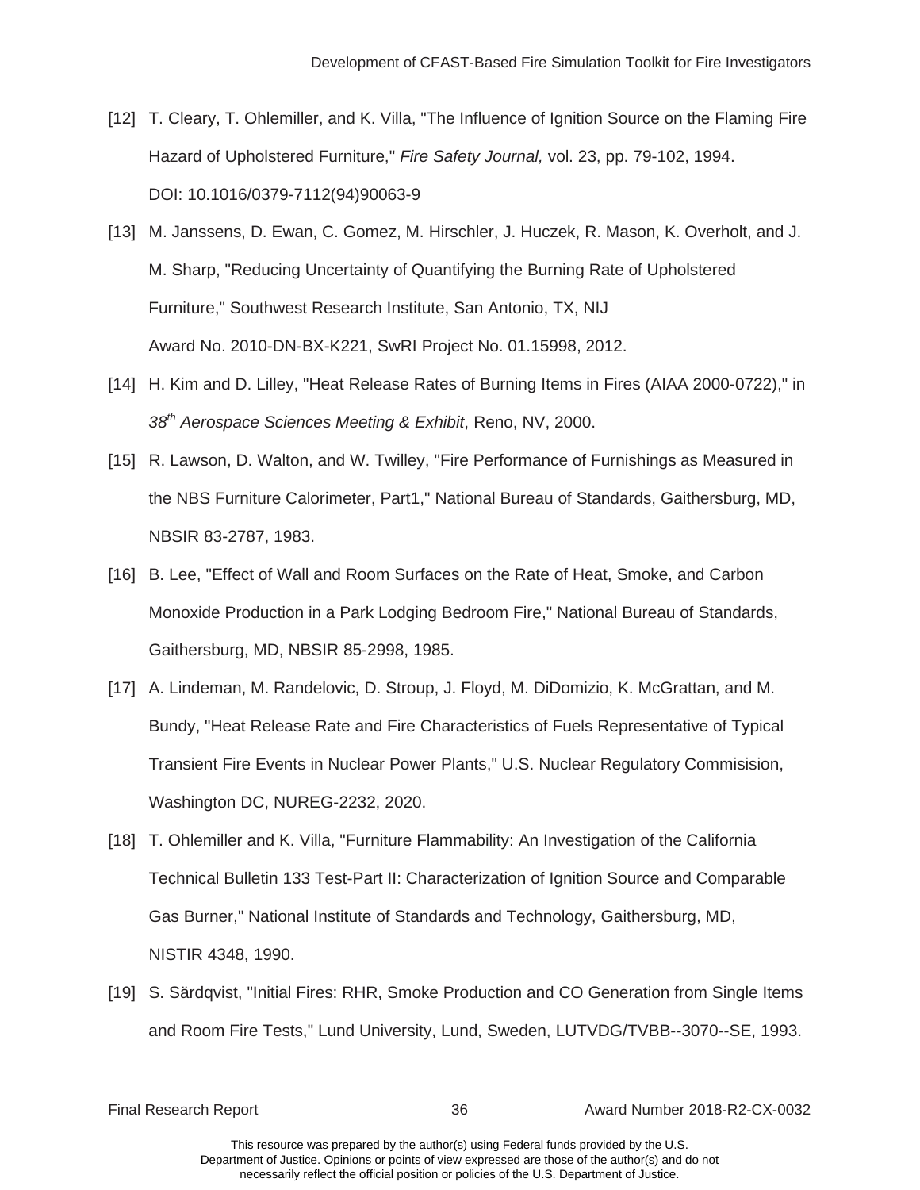[12] T. Cleary, T. Ohlemiller, and K. Villa, "The Influence of Ignition Source on the Flaming Fire Hazard of Upholstered Furniture," *Fire Safety Journal,* vol. 23, pp. 79-102, 1994. DOI: 10.1016/0379-7112(94)90063-9

[13] M. Janssens, D. Ewan, C. Gomez, M. Hirschler, J. Huczek, R. Mason, K. Overholt, and J. M. Sharp, "Reducing Uncertainty of Quantifying the Burning Rate of Upholstered Furniture," Southwest Research Institute, San Antonio, TX, NIJ Award No. 2010-DN-BX-K221, SwRI Project No. 01.15998, 2012.

[14] H. Kim and D. Lilley, "Heat Release Rates of Burning Items in Fires (AIAA 2000-0722)," in *38th Aerospace Sciences Meeting & Exhibit*, Reno, NV, 2000.

[15] R. Lawson, D. Walton, and W. Twilley, "Fire Performance of Furnishings as Measured in the NBS Furniture Calorimeter, Part1," National Bureau of Standards, Gaithersburg, MD, NBSIR 83-2787, 1983.

[16] B. Lee, "Effect of Wall and Room Surfaces on the Rate of Heat, Smoke, and Carbon Monoxide Production in a Park Lodging Bedroom Fire," National Bureau of Standards, Gaithersburg, MD, NBSIR 85-2998, 1985.

[17] A. Lindeman, M. Randelovic, D. Stroup, J. Floyd, M. DiDomizio, K. McGrattan, and M. Bundy, "Heat Release Rate and Fire Characteristics of Fuels Representative of Typical Transient Fire Events in Nuclear Power Plants," U.S. Nuclear Regulatory Commisision, Washington DC, NUREG-2232, 2020.

[18] T. Ohlemiller and K. Villa, "Furniture Flammability: An Investigation of the California Technical Bulletin 133 Test-Part II: Characterization of Ignition Source and Comparable Gas Burner," National Institute of Standards and Technology, Gaithersburg, MD, NISTIR 4348, 1990.

[19] S. Särdqvist, "Initial Fires: RHR, Smoke Production and CO Generation from Single Items and Room Fire Tests," Lund University, Lund, Sweden, LUTVDG/TVBB--3070--SE, 1993.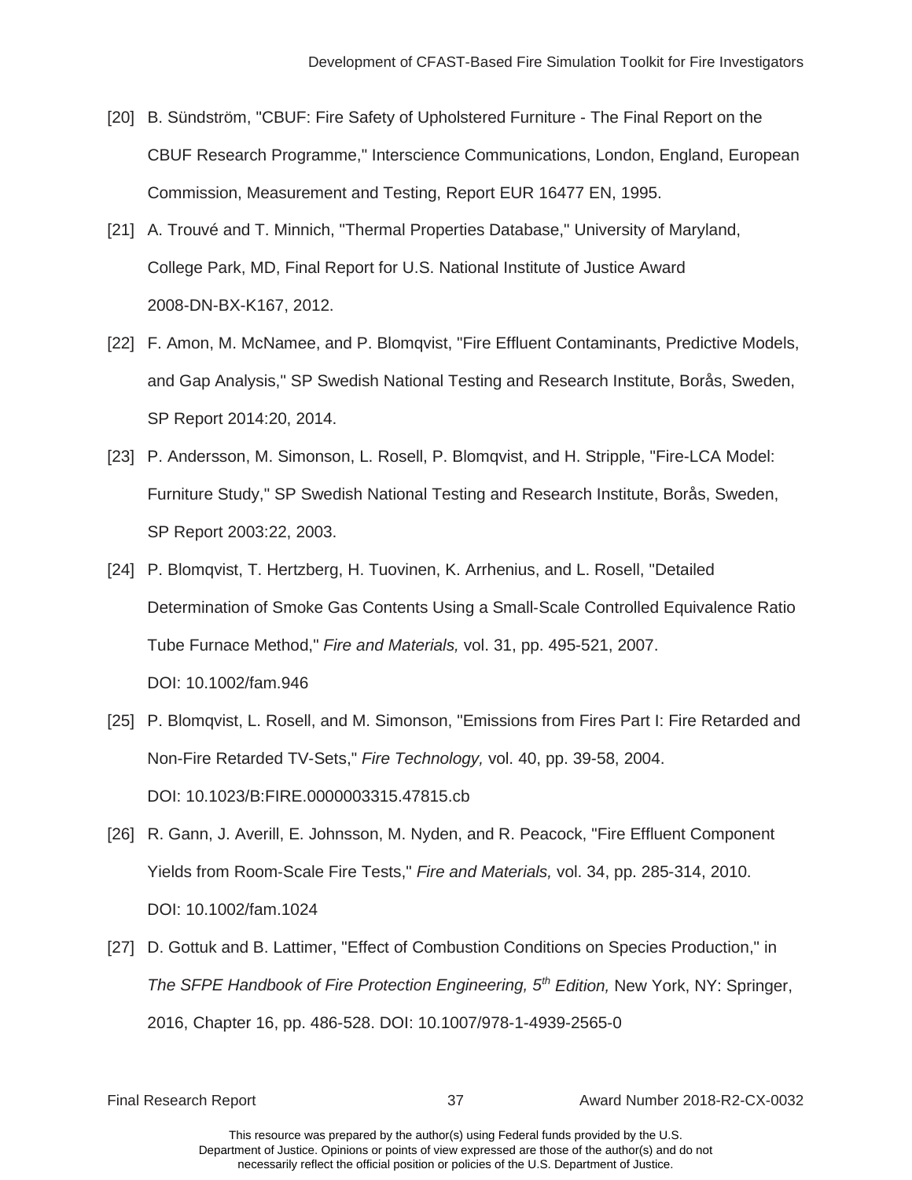[20] B. Sündström, "CBUF: Fire Safety of Upholstered Furniture - The Final Report on the CBUF Research Programme," Interscience Communications, London, England, European Commission, Measurement and Testing, Report EUR 16477 EN, 1995.

[21] A. Trouvé and T. Minnich, "Thermal Properties Database," University of Maryland, College Park, MD, Final Report for U.S. National Institute of Justice Award 2008-DN-BX-K167, 2012.

[22] F. Amon, M. McNamee, and P. Blomqvist, "Fire Effluent Contaminants, Predictive Models, and Gap Analysis," SP Swedish National Testing and Research Institute, Borås, Sweden, SP Report 2014:20, 2014.

[23] P. Andersson, M. Simonson, L. Rosell, P. Blomqvist, and H. Stripple, "Fire-LCA Model: Furniture Study," SP Swedish National Testing and Research Institute, Borås, Sweden, SP Report 2003:22, 2003.

[24] P. Blomqvist, T. Hertzberg, H. Tuovinen, K. Arrhenius, and L. Rosell, "Detailed Determination of Smoke Gas Contents Using a Small-Scale Controlled Equivalence Ratio Tube Furnace Method," *Fire and Materials,* vol. 31, pp. 495-521, 2007. DOI: 10.1002/fam.946

[25] P. Blomqvist, L. Rosell, and M. Simonson, "Emissions from Fires Part I: Fire Retarded and Non-Fire Retarded TV-Sets," *Fire Technology,* vol. 40, pp. 39-58, 2004. DOI: 10.1023/B:FIRE.0000003315.47815.cb

[26] R. Gann, J. Averill, E. Johnsson, M. Nyden, and R. Peacock, "Fire Effluent Component Yields from Room-Scale Fire Tests," *Fire and Materials,* vol. 34, pp. 285-314, 2010. DOI: 10.1002/fam.1024

[27] D. Gottuk and B. Lattimer, "Effect of Combustion Conditions on Species Production," in *The SFPE Handbook of Fire Protection Engineering, 5th Edition,* New York, NY: Springer, 2016, Chapter 16, pp. 486-528. DOI: 10.1007/978-1-4939-2565-0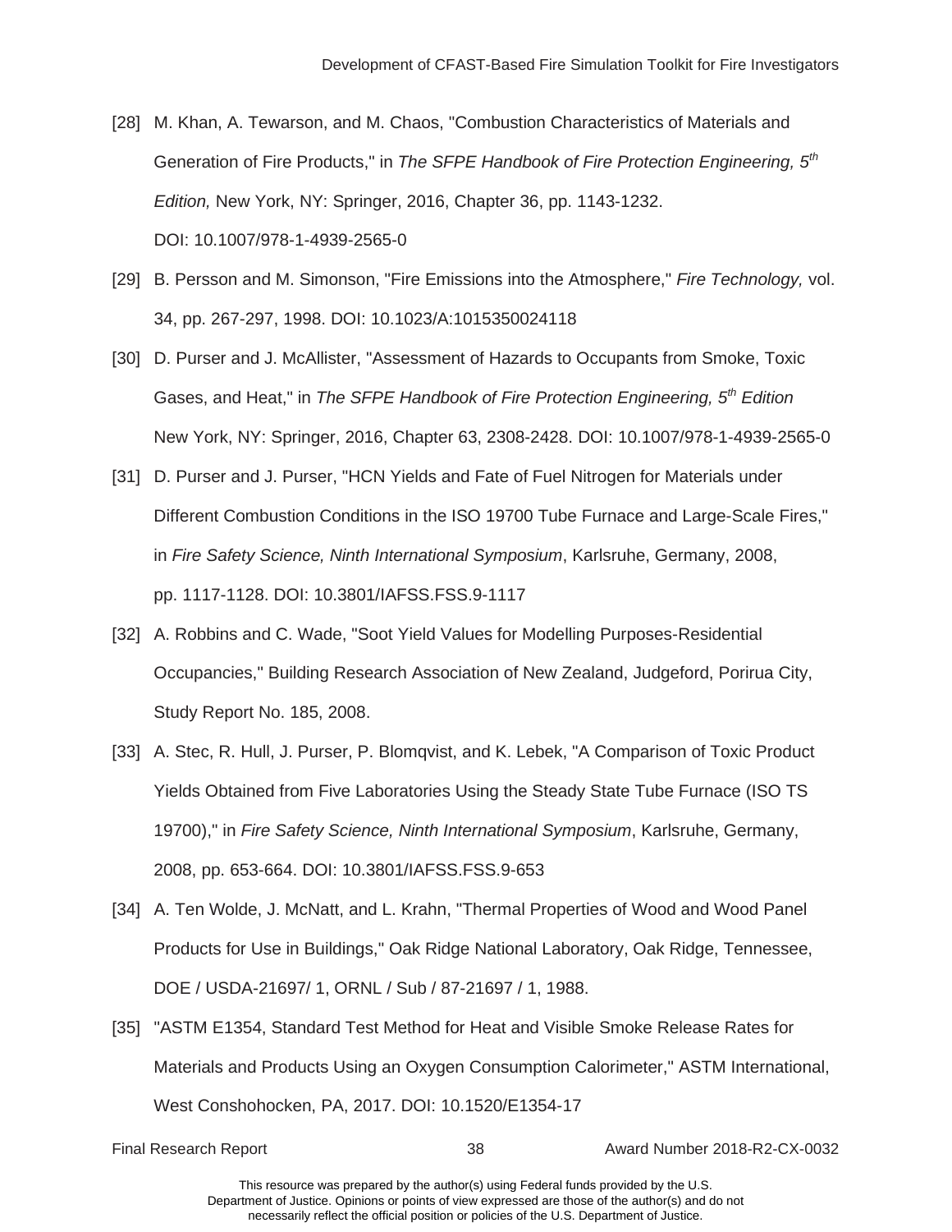[28] M. Khan, A. Tewarson, and M. Chaos, "Combustion Characteristics of Materials and Generation of Fire Products," in *The SFPE Handbook of Fire Protection Engineering, 5th Edition,* New York, NY: Springer, 2016, Chapter 36, pp. 1143-1232. DOI: 10.1007/978-1-4939-2565-0

[29] B. Persson and M. Simonson, "Fire Emissions into the Atmosphere," *Fire Technology,* vol. 34, pp. 267-297, 1998. DOI: 10.1023/A:1015350024118

[30] D. Purser and J. McAllister, "Assessment of Hazards to Occupants from Smoke, Toxic Gases, and Heat," in *The SFPE Handbook of Fire Protection Engineering, 5th Edition* New York, NY: Springer, 2016, Chapter 63, 2308-2428. DOI: 10.1007/978-1-4939-2565-0

[31] D. Purser and J. Purser, "HCN Yields and Fate of Fuel Nitrogen for Materials under Different Combustion Conditions in the ISO 19700 Tube Furnace and Large-Scale Fires," in *Fire Safety Science, Ninth International Symposium*, Karlsruhe, Germany, 2008, pp. 1117-1128. DOI: 10.3801/IAFSS.FSS.9-1117

[32] A. Robbins and C. Wade, "Soot Yield Values for Modelling Purposes-Residential Occupancies," Building Research Association of New Zealand, Judgeford, Porirua City, Study Report No. 185, 2008.

[33] A. Stec, R. Hull, J. Purser, P. Blomqvist, and K. Lebek, "A Comparison of Toxic Product Yields Obtained from Five Laboratories Using the Steady State Tube Furnace (ISO TS 19700)," in *Fire Safety Science, Ninth International Symposium*, Karlsruhe, Germany, 2008, pp. 653-664. DOI: 10.3801/IAFSS.FSS.9-653

[34] A. Ten Wolde, J. McNatt, and L. Krahn, "Thermal Properties of Wood and Wood Panel Products for Use in Buildings," Oak Ridge National Laboratory, Oak Ridge, Tennessee, DOE / USDA-21697/ 1, ORNL / Sub / 87-21697 / 1, 1988.

[35] "ASTM E1354, Standard Test Method for Heat and Visible Smoke Release Rates for Materials and Products Using an Oxygen Consumption Calorimeter," ASTM International, West Conshohocken, PA, 2017. DOI: 10.1520/E1354-17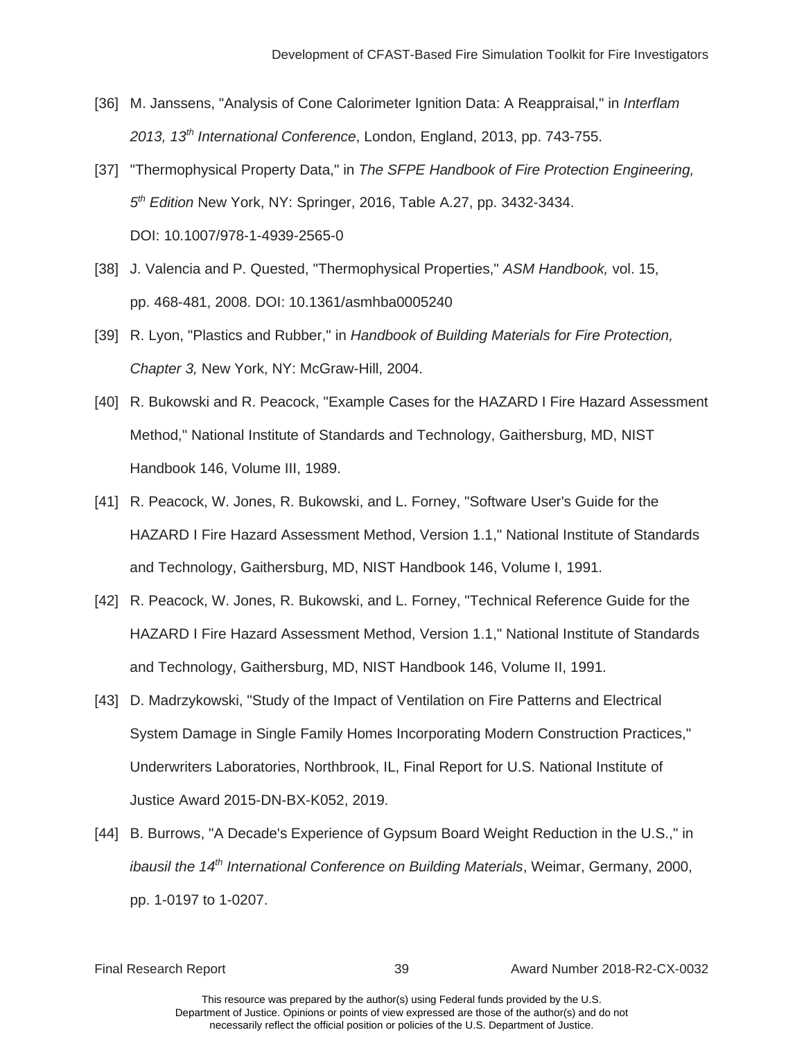[36] M. Janssens, "Analysis of Cone Calorimeter Ignition Data: A Reappraisal," in *Interflam 2013, 13th International Conference*, London, England, 2013, pp. 743-755.

[37] "Thermophysical Property Data," in *The SFPE Handbook of Fire Protection Engineering, 5th Edition* New York, NY: Springer, 2016, Table A.27, pp. 3432-3434. DOI: 10.1007/978-1-4939-2565-0

[38] J. Valencia and P. Quested, "Thermophysical Properties," *ASM Handbook,* vol. 15, pp. 468-481, 2008. DOI: 10.1361/asmhba0005240

[39] R. Lyon, "Plastics and Rubber," in *Handbook of Building Materials for Fire Protection, Chapter 3,* New York, NY: McGraw-Hill, 2004.

[40] R. Bukowski and R. Peacock, "Example Cases for the HAZARD I Fire Hazard Assessment Method," National Institute of Standards and Technology, Gaithersburg, MD, NIST Handbook 146, Volume III, 1989.

[41] R. Peacock, W. Jones, R. Bukowski, and L. Forney, "Software User's Guide for the HAZARD I Fire Hazard Assessment Method, Version 1.1," National Institute of Standards and Technology, Gaithersburg, MD, NIST Handbook 146, Volume I, 1991.

[42] R. Peacock, W. Jones, R. Bukowski, and L. Forney, "Technical Reference Guide for the HAZARD I Fire Hazard Assessment Method, Version 1.1," National Institute of Standards and Technology, Gaithersburg, MD, NIST Handbook 146, Volume II, 1991.

[43] D. Madrzykowski, "Study of the Impact of Ventilation on Fire Patterns and Electrical System Damage in Single Family Homes Incorporating Modern Construction Practices," Underwriters Laboratories, Northbrook, IL, Final Report for U.S. National Institute of Justice Award 2015-DN-BX-K052, 2019.

[44] B. Burrows, "A Decade's Experience of Gypsum Board Weight Reduction in the U.S.," in *ibausil the 14th International Conference on Building Materials*, Weimar, Germany, 2000, pp. 1-0197 to 1-0207.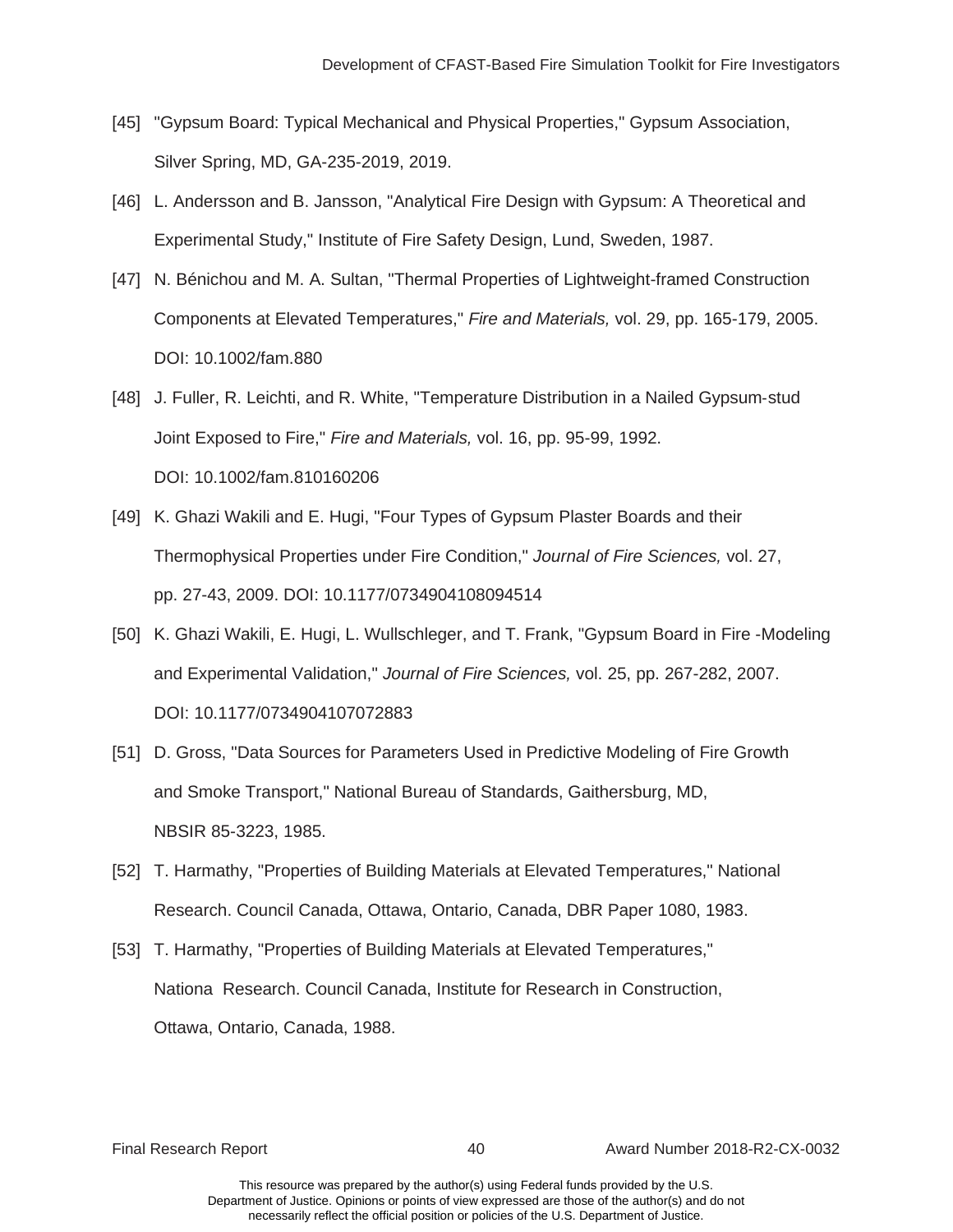[45] "Gypsum Board: Typical Mechanical and Physical Properties," Gypsum Association, Silver Spring, MD, GA-235-2019, 2019.

[46] L. Andersson and B. Jansson, "Analytical Fire Design with Gypsum: A Theoretical and Experimental Study," Institute of Fire Safety Design, Lund, Sweden, 1987.

[47] N. Bénichou and M. A. Sultan, "Thermal Properties of Lightweight-framed Construction Components at Elevated Temperatures," *Fire and Materials,* vol. 29, pp. 165-179, 2005. DOI: 10.1002/fam.880

[48] J. Fuller, R. Leichti, and R. White, "Temperature Distribution in a Nailed Gypsum-stud Joint Exposed to Fire," *Fire and Materials,* vol. 16, pp. 95-99, 1992. DOI: 10.1002/fam.810160206

[49] K. Ghazi Wakili and E. Hugi, "Four Types of Gypsum Plaster Boards and their Thermophysical Properties under Fire Condition," *Journal of Fire Sciences,* vol. 27, pp. 27-43, 2009. DOI: 10.1177/0734904108094514

[50] K. Ghazi Wakili, E. Hugi, L. Wullschleger, and T. Frank, "Gypsum Board in Fire -Modeling and Experimental Validation," *Journal of Fire Sciences,* vol. 25, pp. 267-282, 2007. DOI: 10.1177/0734904107072883

[51] D. Gross, "Data Sources for Parameters Used in Predictive Modeling of Fire Growth and Smoke Transport," National Bureau of Standards, Gaithersburg, MD, NBSIR 85-3223, 1985.

[52] T. Harmathy, "Properties of Building Materials at Elevated Temperatures," National Research. Council Canada, Ottawa, Ontario, Canada, DBR Paper 1080, 1983.

[53] T. Harmathy, "Properties of Building Materials at Elevated Temperatures," Nationa Research. Council Canada, Institute for Research in Construction, Ottawa, Ontario, Canada, 1988.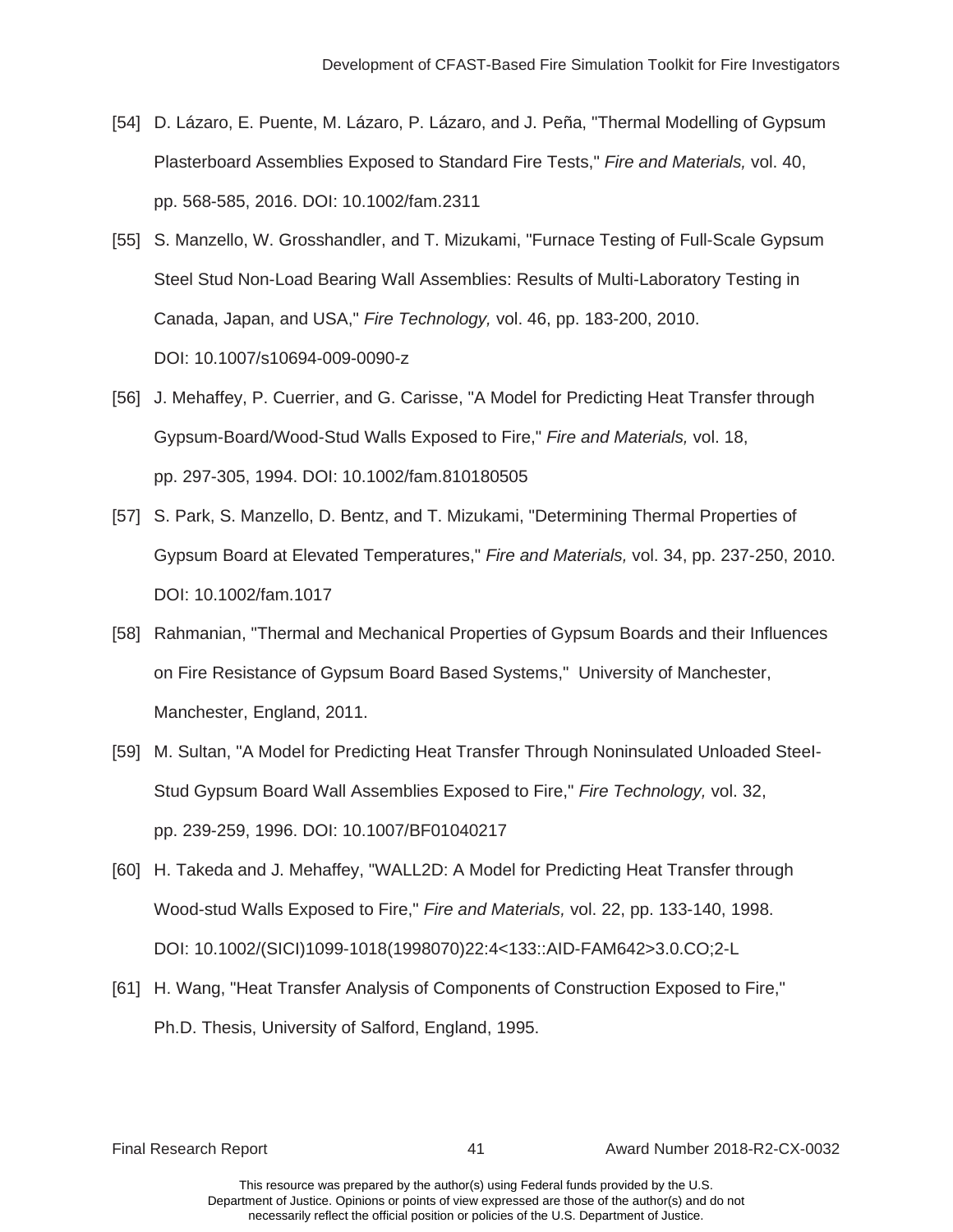[54] D. Lázaro, E. Puente, M. Lázaro, P. Lázaro, and J. Peña, "Thermal Modelling of Gypsum Plasterboard Assemblies Exposed to Standard Fire Tests," *Fire and Materials,* vol. 40, pp. 568-585, 2016. DOI: 10.1002/fam.2311

[55] S. Manzello, W. Grosshandler, and T. Mizukami, "Furnace Testing of Full-Scale Gypsum Steel Stud Non-Load Bearing Wall Assemblies: Results of Multi-Laboratory Testing in Canada, Japan, and USA," *Fire Technology,* vol. 46, pp. 183-200, 2010. DOI: 10.1007/s10694-009-0090-z

[56] J. Mehaffey, P. Cuerrier, and G. Carisse, "A Model for Predicting Heat Transfer through Gypsum-Board/Wood-Stud Walls Exposed to Fire," *Fire and Materials,* vol. 18, pp. 297-305, 1994. DOI: 10.1002/fam.810180505

[57] S. Park, S. Manzello, D. Bentz, and T. Mizukami, "Determining Thermal Properties of Gypsum Board at Elevated Temperatures," *Fire and Materials,* vol. 34, pp. 237-250, 2010. DOI: 10.1002/fam.1017

[58] Rahmanian, "Thermal and Mechanical Properties of Gypsum Boards and their Influences on Fire Resistance of Gypsum Board Based Systems," University of Manchester, Manchester, England, 2011.

[59] M. Sultan, "A Model for Predicting Heat Transfer Through Noninsulated Unloaded Steel-Stud Gypsum Board Wall Assemblies Exposed to Fire," *Fire Technology,* vol. 32, pp. 239-259, 1996. DOI: 10.1007/BF01040217

[60] H. Takeda and J. Mehaffey, "WALL2D: A Model for Predicting Heat Transfer through Wood-stud Walls Exposed to Fire," *Fire and Materials,* vol. 22, pp. 133-140, 1998. DOI: 10.1002/(SICI)1099-1018(1998070)22:4<133::AID-FAM642>3.0.CO;2-L

[61] H. Wang, "Heat Transfer Analysis of Components of Construction Exposed to Fire," Ph.D. Thesis, University of Salford, England, 1995.

This resource was prepared by the author(s) using Federal funds provided by the U.S. Department of Justice. Opinions or points of view expressed are those of the author(s) and do not necessarily reflect the official position or policies of the U.S. Department of Justice.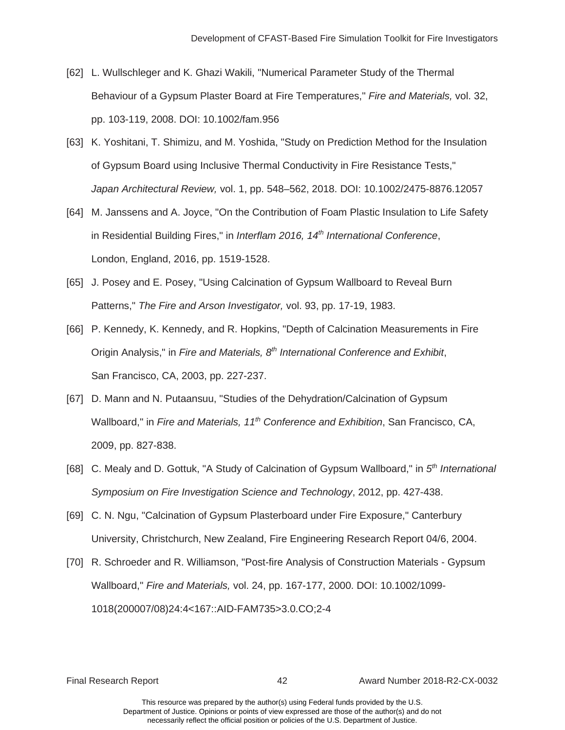[62] L. Wullschleger and K. Ghazi Wakili, "Numerical Parameter Study of the Thermal Behaviour of a Gypsum Plaster Board at Fire Temperatures," *Fire and Materials,* vol. 32, pp. 103-119, 2008. DOI: 10.1002/fam.956

[63] K. Yoshitani, T. Shimizu, and M. Yoshida, "Study on Prediction Method for the Insulation of Gypsum Board using Inclusive Thermal Conductivity in Fire Resistance Tests," *Japan Architectural Review,* vol. 1, pp. 548–562, 2018. DOI: 10.1002/2475-8876.12057

[64] M. Janssens and A. Joyce, "On the Contribution of Foam Plastic Insulation to Life Safety in Residential Building Fires," in *Interflam 2016, 14th International Conference*, London, England, 2016, pp. 1519-1528.

[65] J. Posey and E. Posey, "Using Calcination of Gypsum Wallboard to Reveal Burn Patterns," *The Fire and Arson Investigator,* vol. 93, pp. 17-19, 1983.

[66] P. Kennedy, K. Kennedy, and R. Hopkins, "Depth of Calcination Measurements in Fire Origin Analysis," in *Fire and Materials, 8th International Conference and Exhibit*, San Francisco, CA, 2003, pp. 227-237.

[67] D. Mann and N. Putaansuu, "Studies of the Dehydration/Calcination of Gypsum Wallboard," in *Fire and Materials, 11th Conference and Exhibition*, San Francisco, CA, 2009, pp. 827-838.

[68] C. Mealy and D. Gottuk, "A Study of Calcination of Gypsum Wallboard," in *5th International Symposium on Fire Investigation Science and Technology*, 2012, pp. 427-438.

[69] C. N. Ngu, "Calcination of Gypsum Plasterboard under Fire Exposure," Canterbury University, Christchurch, New Zealand, Fire Engineering Research Report 04/6, 2004.

[70] R. Schroeder and R. Williamson, "Post-fire Analysis of Construction Materials - Gypsum Wallboard," *Fire and Materials,* vol. 24, pp. 167-177, 2000. DOI: 10.1002/1099-1018(200007/08)24:4<167::AID-FAM735>3.0.CO;2-4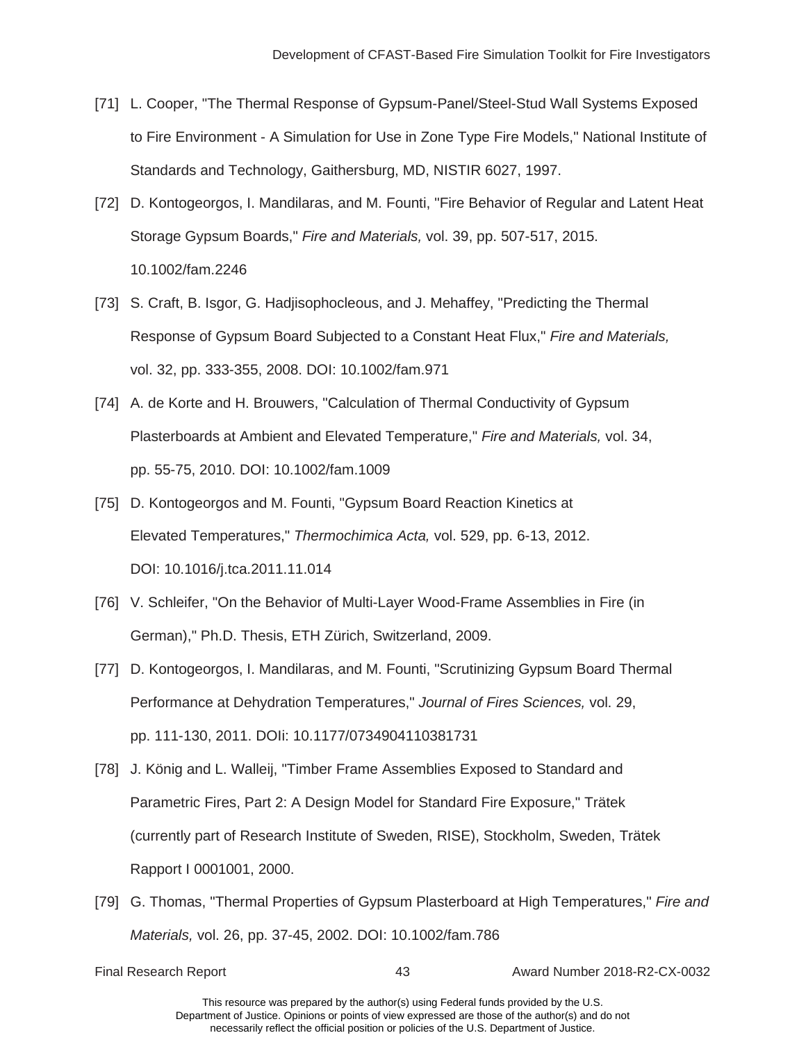[71] L. Cooper, "The Thermal Response of Gypsum-Panel/Steel-Stud Wall Systems Exposed to Fire Environment - A Simulation for Use in Zone Type Fire Models," National Institute of Standards and Technology, Gaithersburg, MD, NISTIR 6027, 1997.

[72] D. Kontogeorgos, I. Mandilaras, and M. Founti, "Fire Behavior of Regular and Latent Heat Storage Gypsum Boards," *Fire and Materials,* vol. 39, pp. 507-517, 2015. 10.1002/fam.2246

[73] S. Craft, B. Isgor, G. Hadjisophocleous, and J. Mehaffey, "Predicting the Thermal Response of Gypsum Board Subjected to a Constant Heat Flux," *Fire and Materials,* vol. 32, pp. 333-355, 2008. DOI: 10.1002/fam.971

[74] A. de Korte and H. Brouwers, "Calculation of Thermal Conductivity of Gypsum Plasterboards at Ambient and Elevated Temperature," *Fire and Materials,* vol. 34, pp. 55-75, 2010. DOI: 10.1002/fam.1009

[75] D. Kontogeorgos and M. Founti, "Gypsum Board Reaction Kinetics at Elevated Temperatures," *Thermochimica Acta,* vol. 529, pp. 6-13, 2012. DOI: 10.1016/j.tca.2011.11.014

[76] V. Schleifer, "On the Behavior of Multi-Layer Wood-Frame Assemblies in Fire (in German)," Ph.D. Thesis, ETH Zürich, Switzerland, 2009.

[77] D. Kontogeorgos, I. Mandilaras, and M. Founti, "Scrutinizing Gypsum Board Thermal Performance at Dehydration Temperatures," *Journal of Fires Sciences,* vol. 29, pp. 111-130, 2011. DOIi: 10.1177/0734904110381731

[78] J. König and L. Walleij, "Timber Frame Assemblies Exposed to Standard and Parametric Fires, Part 2: A Design Model for Standard Fire Exposure," Trätek (currently part of Research Institute of Sweden, RISE), Stockholm, Sweden, Trätek Rapport I 0001001, 2000.

[79] G. Thomas, "Thermal Properties of Gypsum Plasterboard at High Temperatures," *Fire and Materials,* vol. 26, pp. 37-45, 2002. DOI: 10.1002/fam.786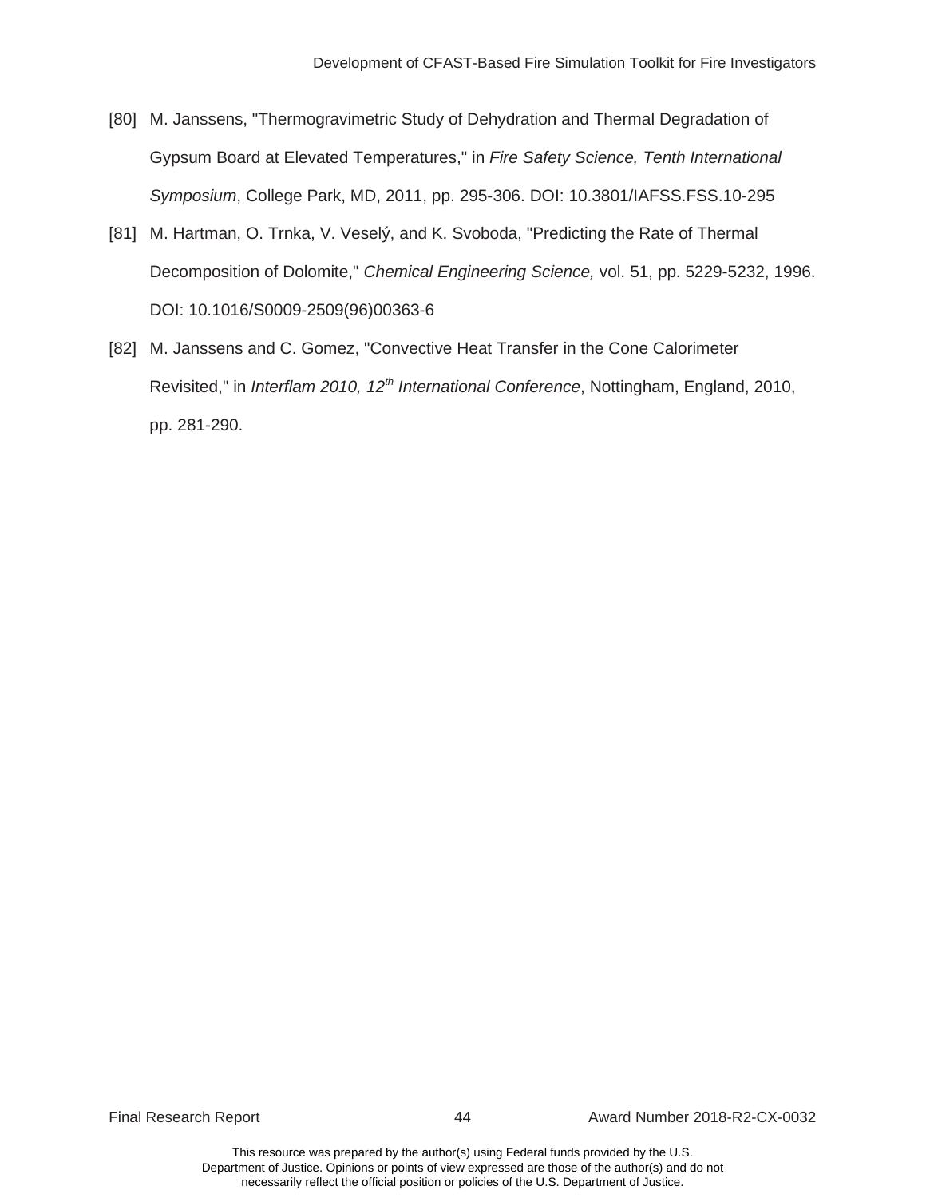[80] M. Janssens, "Thermogravimetric Study of Dehydration and Thermal Degradation of Gypsum Board at Elevated Temperatures," in *Fire Safety Science, Tenth International Symposium*, College Park, MD, 2011, pp. 295-306. DOI: 10.3801/IAFSS.FSS.10-295

[81] M. Hartman, O. Trnka, V. Veselý, and K. Svoboda, "Predicting the Rate of Thermal Decomposition of Dolomite," *Chemical Engineering Science,* vol. 51, pp. 5229-5232, 1996. DOI: 10.1016/S0009-2509(96)00363-6

[82] M. Janssens and C. Gomez, "Convective Heat Transfer in the Cone Calorimeter Revisited," in *Interflam 2010, 12th International Conference*, Nottingham, England, 2010, pp. 281-290.

This resource was prepared by the author(s) using Federal funds provided by the U.S. Department of Justice. Opinions or points of view expressed are those of the author(s) and do not necessarily reflect the official position or policies of the U.S. Department of Justice.